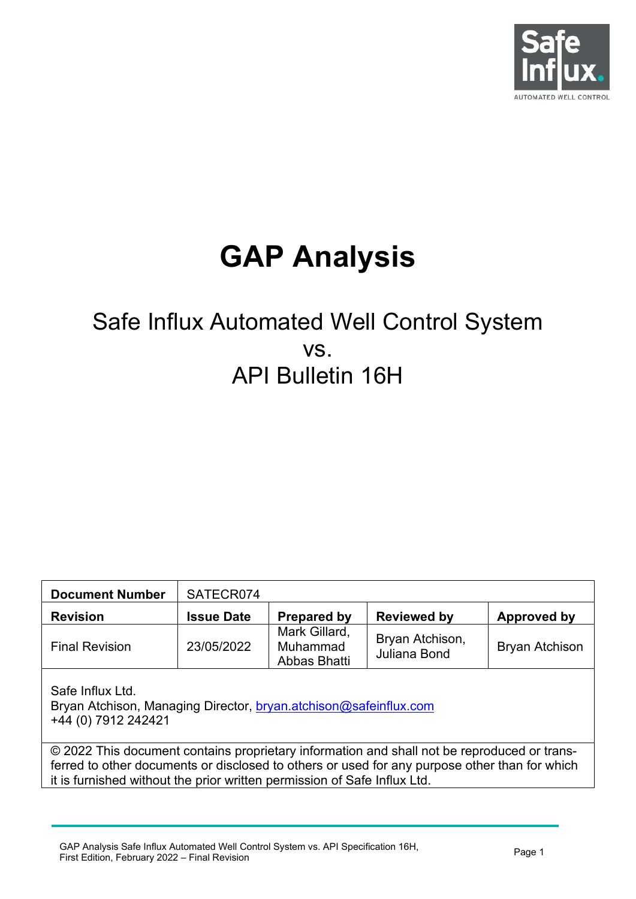# GAP Analysis

## Safe Influx Automated Well Control System
## vs.
## API Bulletin 16H

| Document Number | SATECR074 | | | |
|---|---|---|---|---|
| **Revision** | **Issue Date** | **Prepared by** | **Reviewed by** | **Approved by** |
| Final Revision | 23/05/2022 | Mark Gillard, Muhammad Abbas Bhatti | Bryan Atchison, Juliana Bond | Bryan Atchison |

Safe Influx Ltd.
Bryan Atchison, Managing Director, bryan.atchison@safeinflux.com
+44 (0) 7912 242421

© 2022 This document contains proprietary information and shall not be reproduced or transferred to other documents or disclosed to others or used for any purpose other than for which it is furnished without the prior written permission of Safe Influx Ltd.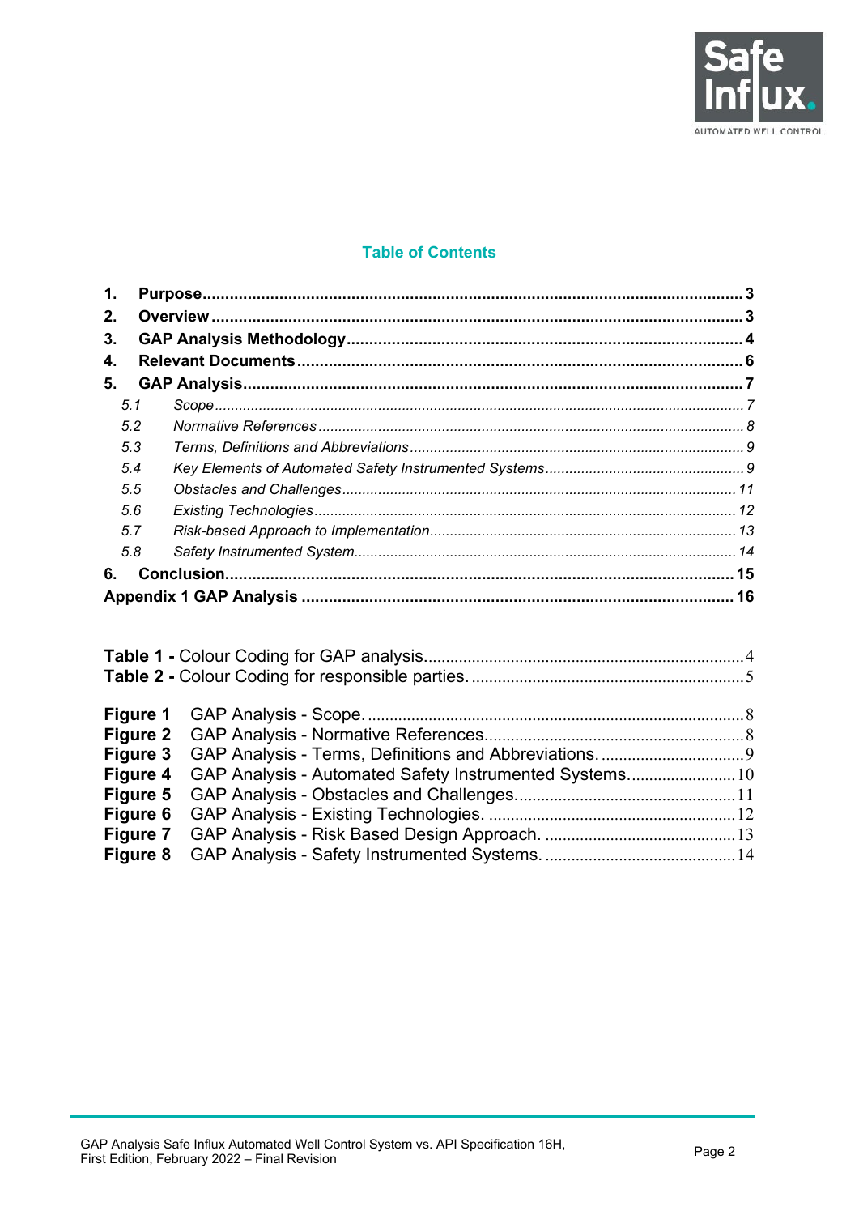## Table of Contents

1. **Purpose** ..... 3
2. **Overview** ..... 3
3. **GAP Analysis Methodology** ..... 4
4. **Relevant Documents** ..... 6
5. **GAP Analysis** ..... 7
   - *5.1 Scope* ..... 7
   - *5.2 Normative References* ..... 8
   - *5.3 Terms, Definitions and Abbreviations* ..... 9
   - *5.4 Key Elements of Automated Safety Instrumented Systems* ..... 9
   - *5.5 Obstacles and Challenges* ..... 11
   - *5.6 Existing Technologies* ..... 12
   - *5.7 Risk-based Approach to Implementation* ..... 13
   - *5.8 Safety Instrumented System* ..... 14
6. **Conclusion** ..... 15

**Appendix 1 GAP Analysis** ..... 16

**Table 1 -** Colour Coding for GAP analysis. ..... 4
**Table 2 -** Colour Coding for responsible parties. ..... 5

**Figure 1** GAP Analysis - Scope. ..... 8
**Figure 2** GAP Analysis - Normative References. ..... 8
**Figure 3** GAP Analysis - Terms, Definitions and Abbreviations. ..... 9
**Figure 4** GAP Analysis - Automated Safety Instrumented Systems. ..... 10
**Figure 5** GAP Analysis - Obstacles and Challenges. ..... 11
**Figure 6** GAP Analysis - Existing Technologies. ..... 12
**Figure 7** GAP Analysis - Risk Based Design Approach. ..... 13
**Figure 8** GAP Analysis - Safety Instrumented Systems. ..... 14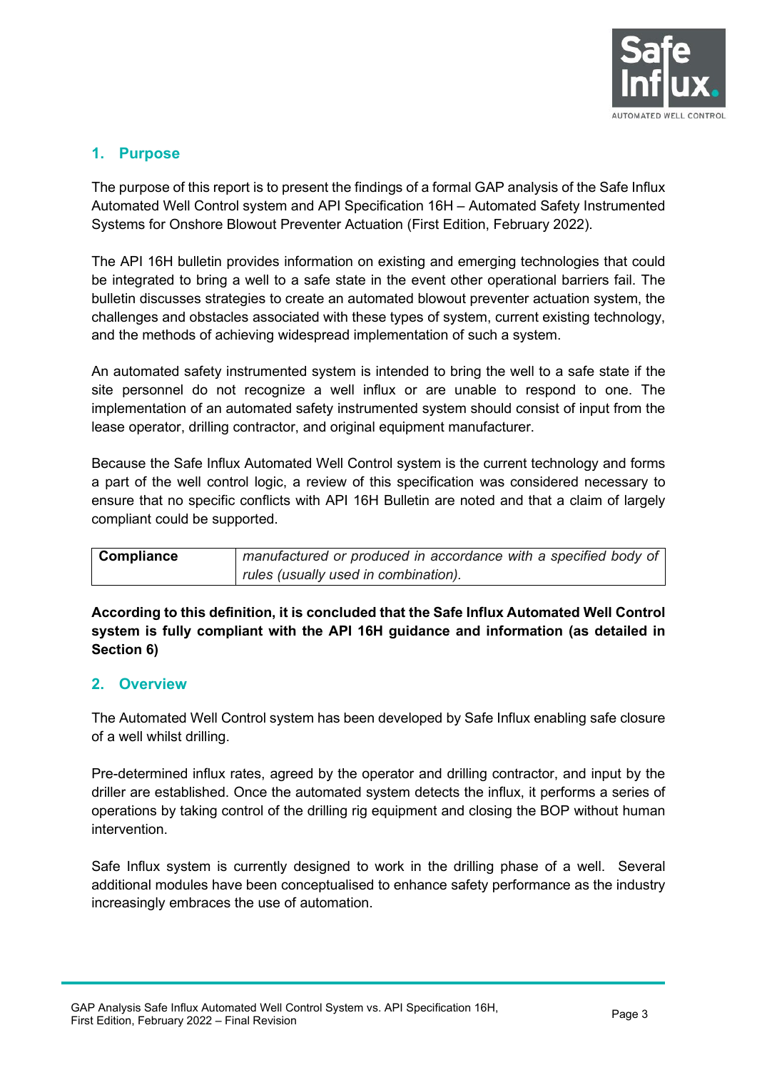## 1. Purpose

The purpose of this report is to present the findings of a formal GAP analysis of the Safe Influx Automated Well Control system and API Specification 16H – Automated Safety Instrumented Systems for Onshore Blowout Preventer Actuation (First Edition, February 2022).

The API 16H bulletin provides information on existing and emerging technologies that could be integrated to bring a well to a safe state in the event other operational barriers fail. The bulletin discusses strategies to create an automated blowout preventer actuation system, the challenges and obstacles associated with these types of system, current existing technology, and the methods of achieving widespread implementation of such a system.

An automated safety instrumented system is intended to bring the well to a safe state if the site personnel do not recognize a well influx or are unable to respond to one. The implementation of an automated safety instrumented system should consist of input from the lease operator, drilling contractor, and original equipment manufacturer.

Because the Safe Influx Automated Well Control system is the current technology and forms a part of the well control logic, a review of this specification was considered necessary to ensure that no specific conflicts with API 16H Bulletin are noted and that a claim of largely compliant could be supported.

| **Compliance** | *manufactured or produced in accordance with a specified body of rules (usually used in combination).* |
|---|---|

**According to this definition, it is concluded that the Safe Influx Automated Well Control system is fully compliant with the API 16H guidance and information (as detailed in Section 6)**

## 2. Overview

The Automated Well Control system has been developed by Safe Influx enabling safe closure of a well whilst drilling.

Pre-determined influx rates, agreed by the operator and drilling contractor, and input by the driller are established. Once the automated system detects the influx, it performs a series of operations by taking control of the drilling rig equipment and closing the BOP without human intervention.

Safe Influx system is currently designed to work in the drilling phase of a well. Several additional modules have been conceptualised to enhance safety performance as the industry increasingly embraces the use of automation.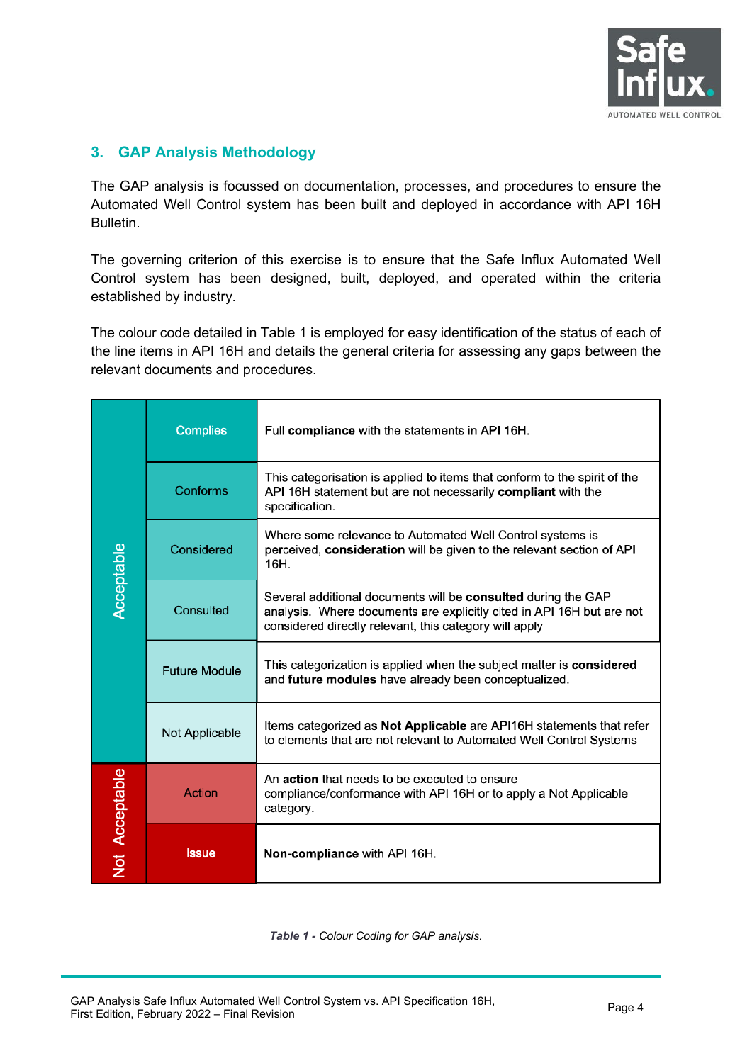## 3. GAP Analysis Methodology

The GAP analysis is focussed on documentation, processes, and procedures to ensure the Automated Well Control system has been built and deployed in accordance with API 16H Bulletin.

The governing criterion of this exercise is to ensure that the Safe Influx Automated Well Control system has been designed, built, deployed, and operated within the criteria established by industry.

The colour code detailed in Table 1 is employed for easy identification of the status of each of the line items in API 16H and details the general criteria for assessing any gaps between the relevant documents and procedures.

| | Category | Description |
|---|---|---|
| Acceptable | Complies | Full **compliance** with the statements in API 16H. |
| | Conforms | This categorisation is applied to items that conform to the spirit of the API 16H statement but are not necessarily **compliant** with the specification. |
| | Considered | Where some relevance to Automated Well Control systems is perceived, **consideration** will be given to the relevant section of API 16H. |
| | Consulted | Several additional documents will be **consulted** during the GAP analysis. Where documents are explicitly cited in API 16H but are not considered directly relevant, this category will apply |
| | Future Module | This categorization is applied when the subject matter is **considered** and **future modules** have already been conceptualized. |
| | Not Applicable | Items categorized as **Not Applicable** are API16H statements that refer to elements that are not relevant to Automated Well Control Systems |
| Not Acceptable | Action | An **action** that needs to be executed to ensure compliance/conformance with API 16H or to apply a Not Applicable category. |
| | Issue | **Non-compliance** with API 16H. |

***Table 1*** *- Colour Coding for GAP analysis.*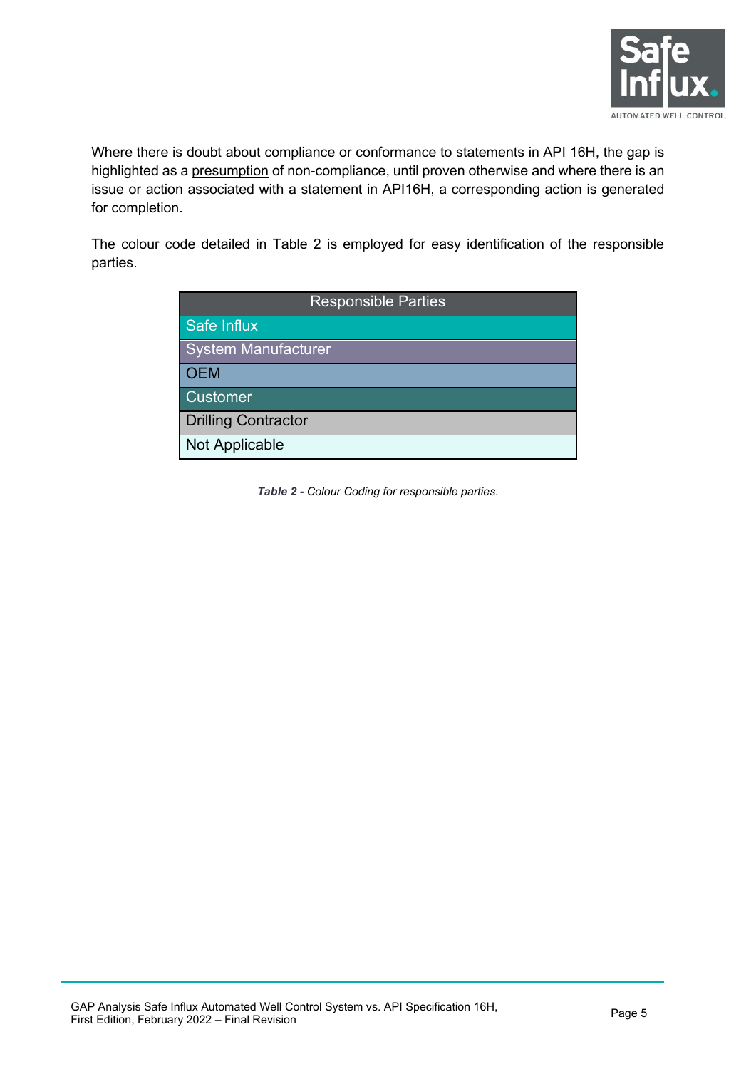Where there is doubt about compliance or conformance to statements in API 16H, the gap is highlighted as a presumption of non-compliance, until proven otherwise and where there is an issue or action associated with a statement in API16H, a corresponding action is generated for completion.

The colour code detailed in Table 2 is employed for easy identification of the responsible parties.

| Responsible Parties |
|---|
| Safe Influx |
| System Manufacturer |
| OEM |
| Customer |
| Drilling Contractor |
| Not Applicable |

***Table 2** - Colour Coding for responsible parties.*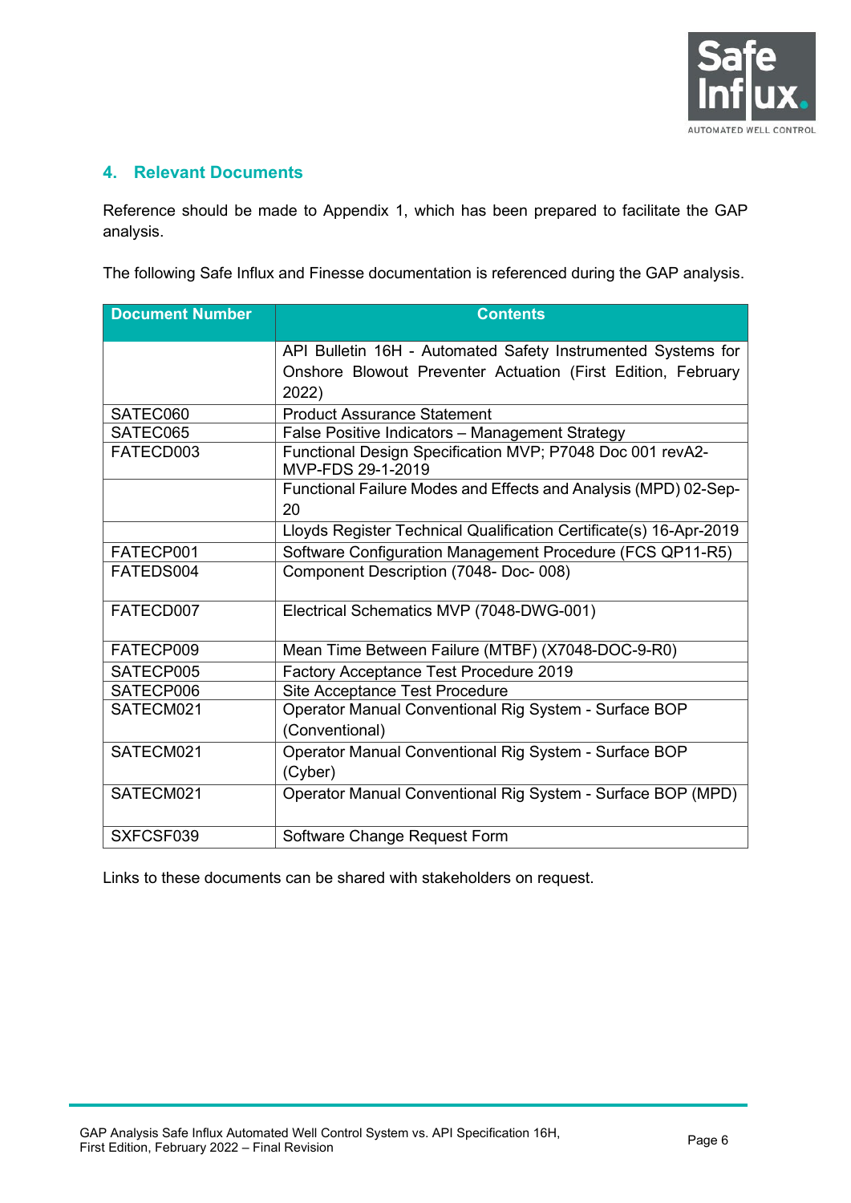## 4. Relevant Documents

Reference should be made to Appendix 1, which has been prepared to facilitate the GAP analysis.

The following Safe Influx and Finesse documentation is referenced during the GAP analysis.

| Document Number | Contents |
|---|---|
| | API Bulletin 16H - Automated Safety Instrumented Systems for Onshore Blowout Preventer Actuation (First Edition, February 2022) |
| SATEC060 | Product Assurance Statement |
| SATEC065 | False Positive Indicators – Management Strategy |
| FATECD003 | Functional Design Specification MVP; P7048 Doc 001 revA2-MVP-FDS 29-1-2019 |
| | Functional Failure Modes and Effects and Analysis (MPD) 02-Sep-20 |
| | Lloyds Register Technical Qualification Certificate(s) 16-Apr-2019 |
| FATECP001 | Software Configuration Management Procedure (FCS QP11-R5) |
| FATEDS004 | Component Description (7048- Doc- 008) |
| FATECD007 | Electrical Schematics MVP (7048-DWG-001) |
| FATECP009 | Mean Time Between Failure (MTBF) (X7048-DOC-9-R0) |
| SATECP005 | Factory Acceptance Test Procedure 2019 |
| SATECP006 | Site Acceptance Test Procedure |
| SATECM021 | Operator Manual Conventional Rig System - Surface BOP (Conventional) |
| SATECM021 | Operator Manual Conventional Rig System - Surface BOP (Cyber) |
| SATECM021 | Operator Manual Conventional Rig System - Surface BOP (MPD) |
| SXFCSF039 | Software Change Request Form |

Links to these documents can be shared with stakeholders on request.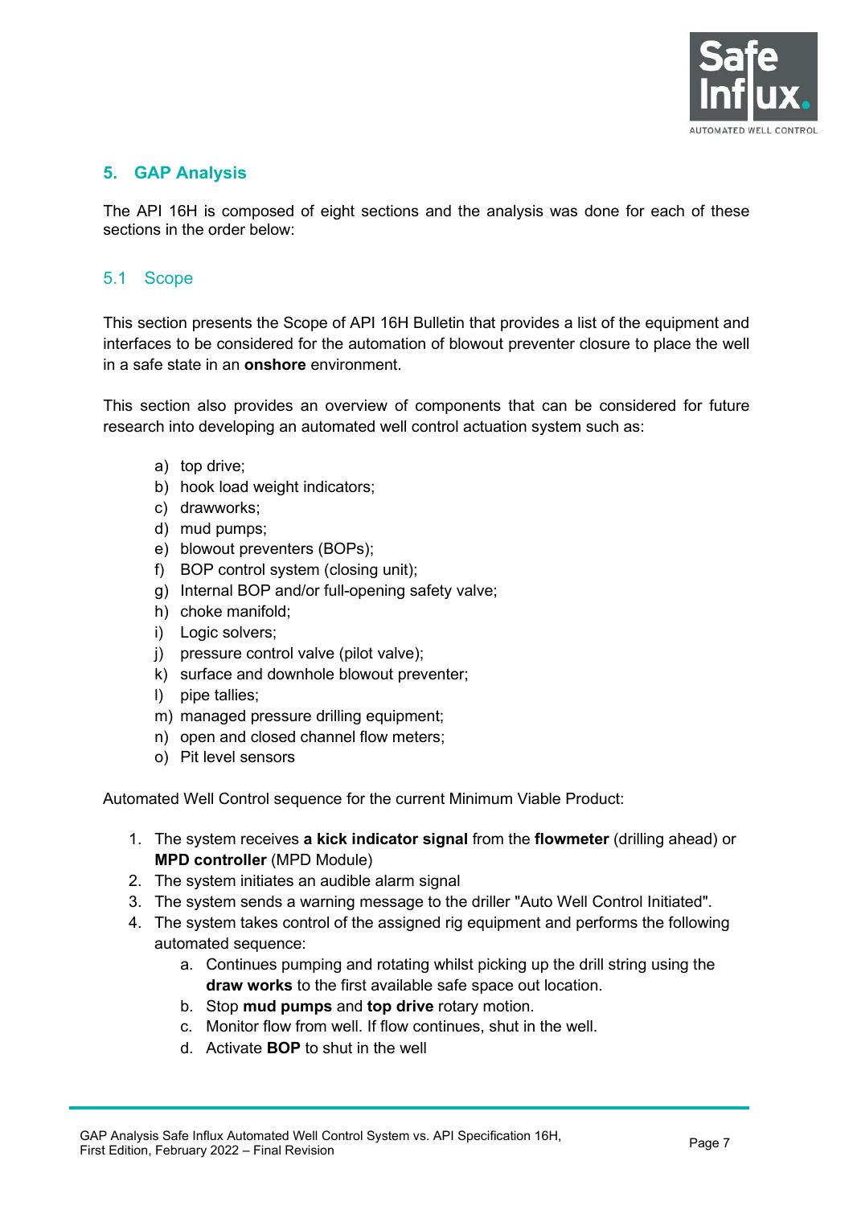## 5. GAP Analysis

The API 16H is composed of eight sections and the analysis was done for each of these sections in the order below:

### 5.1 Scope

This section presents the Scope of API 16H Bulletin that provides a list of the equipment and interfaces to be considered for the automation of blowout preventer closure to place the well in a safe state in an **onshore** environment.

This section also provides an overview of components that can be considered for future research into developing an automated well control actuation system such as:

a) top drive;
b) hook load weight indicators;
c) drawworks;
d) mud pumps;
e) blowout preventers (BOPs);
f) BOP control system (closing unit);
g) Internal BOP and/or full-opening safety valve;
h) choke manifold;
i) Logic solvers;
j) pressure control valve (pilot valve);
k) surface and downhole blowout preventer;
l) pipe tallies;
m) managed pressure drilling equipment;
n) open and closed channel flow meters;
o) Pit level sensors

Automated Well Control sequence for the current Minimum Viable Product:

1. The system receives **a kick indicator signal** from the **flowmeter** (drilling ahead) or **MPD controller** (MPD Module)
2. The system initiates an audible alarm signal
3. The system sends a warning message to the driller "Auto Well Control Initiated".
4. The system takes control of the assigned rig equipment and performs the following automated sequence:
    a. Continues pumping and rotating whilst picking up the drill string using the **draw works** to the first available safe space out location.
    b. Stop **mud pumps** and **top drive** rotary motion.
    c. Monitor flow from well. If flow continues, shut in the well.
    d. Activate **BOP** to shut in the well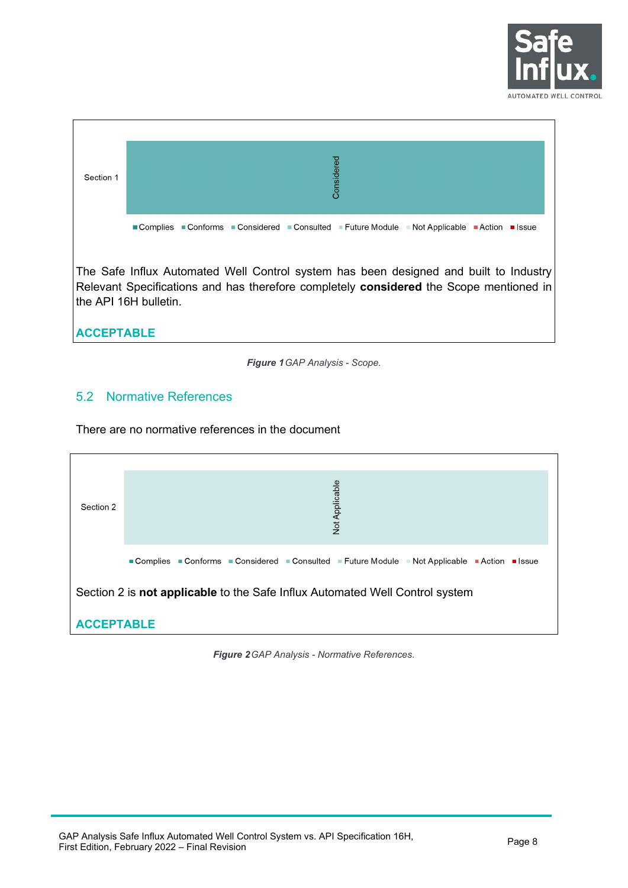Section 1

Considered

Complies | Conforms | Considered | Consulted | Future Module | Not Applicable | Action | Issue

The Safe Influx Automated Well Control system has been designed and built to Industry Relevant Specifications and has therefore completely **considered** the Scope mentioned in the API 16H bulletin.

**ACCEPTABLE**

***Figure 1*** *GAP Analysis - Scope.*

## 5.2 Normative References

There are no normative references in the document

Section 2

Not Applicable

Complies | Conforms | Considered | Consulted | Future Module | Not Applicable | Action | Issue

Section 2 is **not applicable** to the Safe Influx Automated Well Control system

**ACCEPTABLE**

***Figure 2*** *GAP Analysis - Normative References.*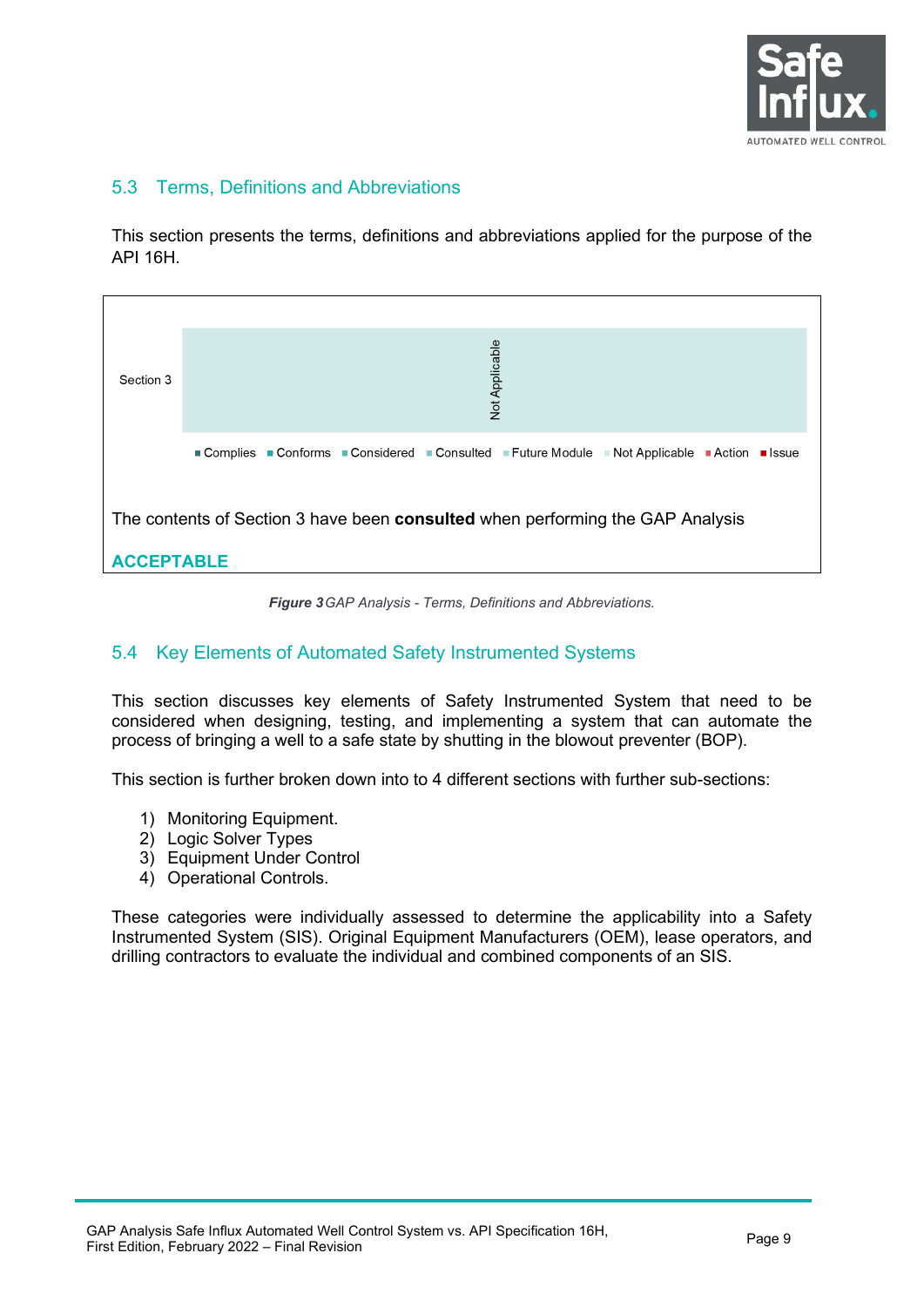## 5.3 Terms, Definitions and Abbreviations

This section presents the terms, definitions and abbreviations applied for the purpose of the API 16H.

Section 3

Not Applicable

■ Complies ■ Conforms ■ Considered ■ Consulted ■ Future Module ■ Not Applicable ■ Action ■ Issue

The contents of Section 3 have been **consulted** when performing the GAP Analysis

**ACCEPTABLE**

***Figure 3*** *GAP Analysis - Terms, Definitions and Abbreviations.*

## 5.4 Key Elements of Automated Safety Instrumented Systems

This section discusses key elements of Safety Instrumented System that need to be considered when designing, testing, and implementing a system that can automate the process of bringing a well to a safe state by shutting in the blowout preventer (BOP).

This section is further broken down into to 4 different sections with further sub-sections:

1) Monitoring Equipment.
2) Logic Solver Types
3) Equipment Under Control
4) Operational Controls.

These categories were individually assessed to determine the applicability into a Safety Instrumented System (SIS). Original Equipment Manufacturers (OEM), lease operators, and drilling contractors to evaluate the individual and combined components of an SIS.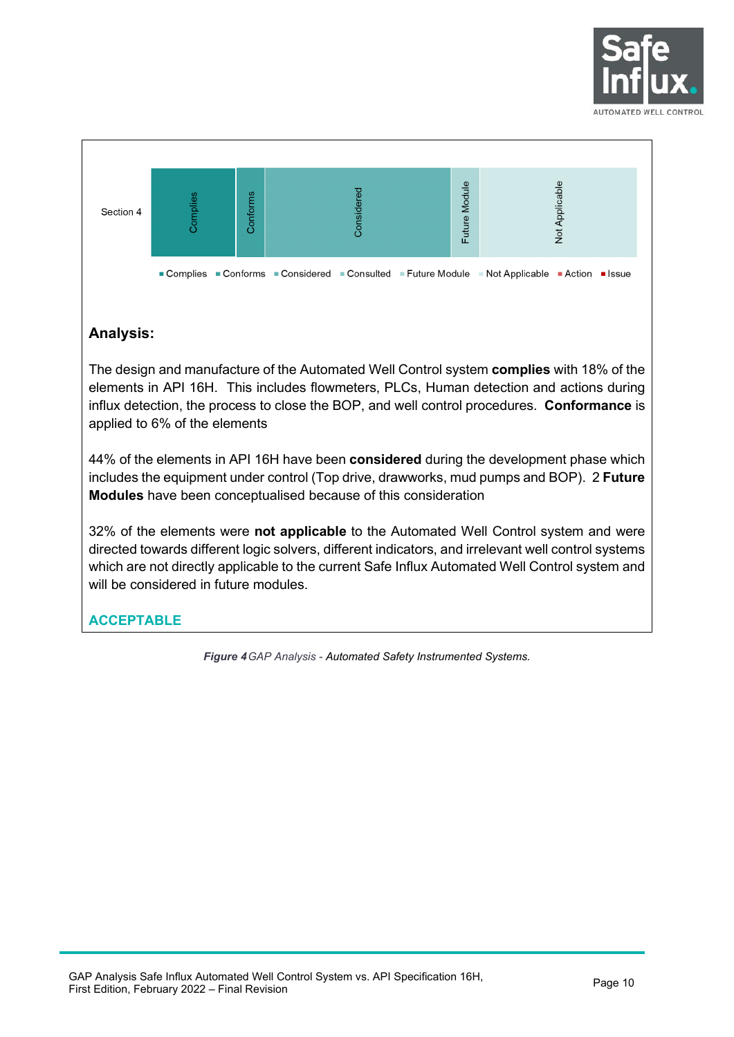Section 4

Complies | Conforms | Considered | Future Module | Not Applicable

■ Complies ■ Conforms ■ Considered ■ Consulted ■ Future Module ■ Not Applicable ■ Action ■ Issue

**Analysis:**

The design and manufacture of the Automated Well Control system **complies** with 18% of the elements in API 16H. This includes flowmeters, PLCs, Human detection and actions during influx detection, the process to close the BOP, and well control procedures. **Conformance** is applied to 6% of the elements

44% of the elements in API 16H have been **considered** during the development phase which includes the equipment under control (Top drive, drawworks, mud pumps and BOP). 2 **Future Modules** have been conceptualised because of this consideration

32% of the elements were **not applicable** to the Automated Well Control system and were directed towards different logic solvers, different indicators, and irrelevant well control systems which are not directly applicable to the current Safe Influx Automated Well Control system and will be considered in future modules.

**ACCEPTABLE**

***Figure 4*** *GAP Analysis - Automated Safety Instrumented Systems.*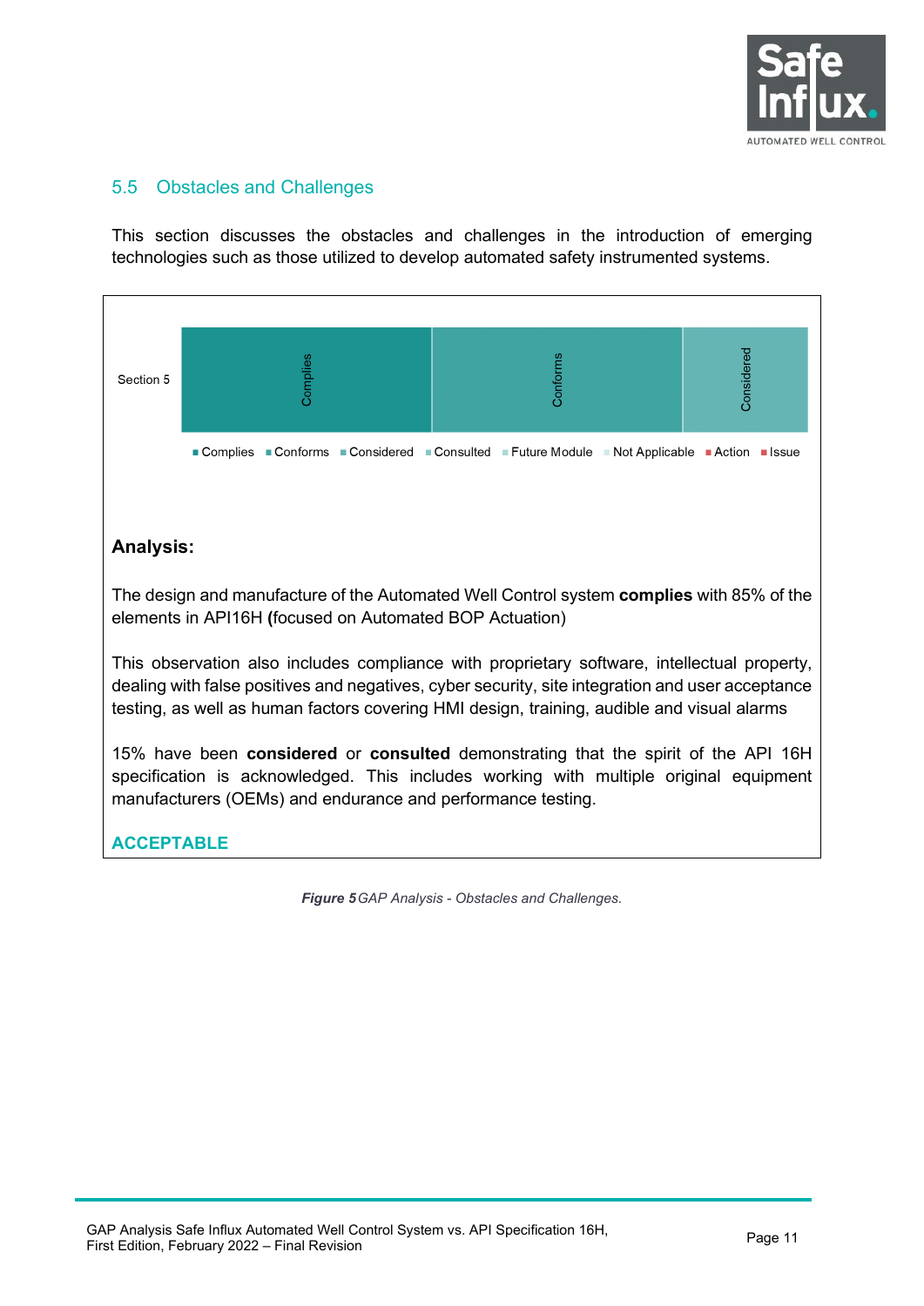## 5.5 Obstacles and Challenges

This section discusses the obstacles and challenges in the introduction of emerging technologies such as those utilized to develop automated safety instrumented systems.

Section 5 — Complies | Conforms | Considered

■ Complies ■ Conforms ■ Considered ■ Consulted ■ Future Module ■ Not Applicable ■ Action ■ Issue

**Analysis:**

The design and manufacture of the Automated Well Control system **complies** with 85% of the elements in API16H **(**focused on Automated BOP Actuation)

This observation also includes compliance with proprietary software, intellectual property, dealing with false positives and negatives, cyber security, site integration and user acceptance testing, as well as human factors covering HMI design, training, audible and visual alarms

15% have been **considered** or **consulted** demonstrating that the spirit of the API 16H specification is acknowledged. This includes working with multiple original equipment manufacturers (OEMs) and endurance and performance testing.

**ACCEPTABLE**

***Figure 5*** *GAP Analysis - Obstacles and Challenges.*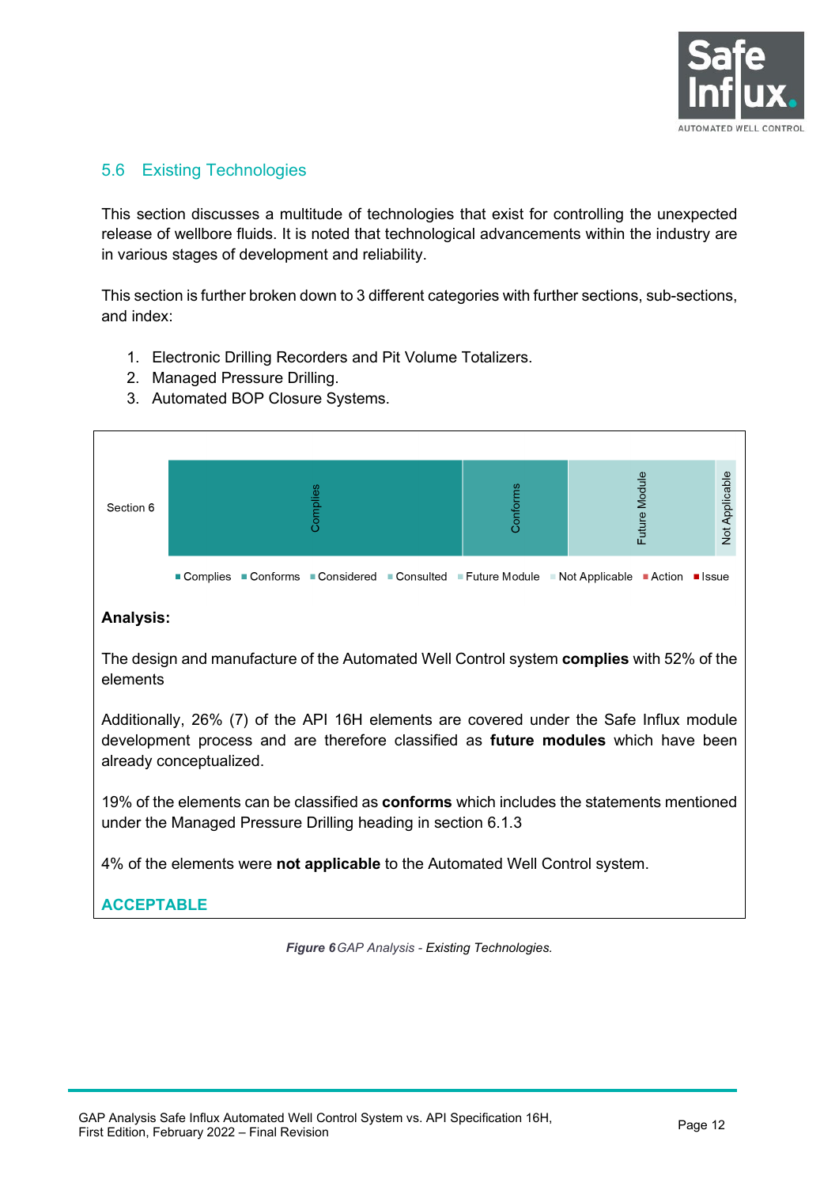## 5.6 Existing Technologies

This section discusses a multitude of technologies that exist for controlling the unexpected release of wellbore fluids. It is noted that technological advancements within the industry are in various stages of development and reliability.

This section is further broken down to 3 different categories with further sections, sub-sections, and index:

1. Electronic Drilling Recorders and Pit Volume Totalizers.
2. Managed Pressure Drilling.
3. Automated BOP Closure Systems.

Section 6

Complies | Conforms | Future Module | Not Applicable

■ Complies ■ Conforms ■ Considered ■ Consulted ■ Future Module ■ Not Applicable ■ Action ■ Issue

**Analysis:**

The design and manufacture of the Automated Well Control system **complies** with 52% of the elements

Additionally, 26% (7) of the API 16H elements are covered under the Safe Influx module development process and are therefore classified as **future modules** which have been already conceptualized.

19% of the elements can be classified as **conforms** which includes the statements mentioned under the Managed Pressure Drilling heading in section 6.1.3

4% of the elements were **not applicable** to the Automated Well Control system.

**ACCEPTABLE**

***Figure 6*** *GAP Analysis - Existing Technologies.*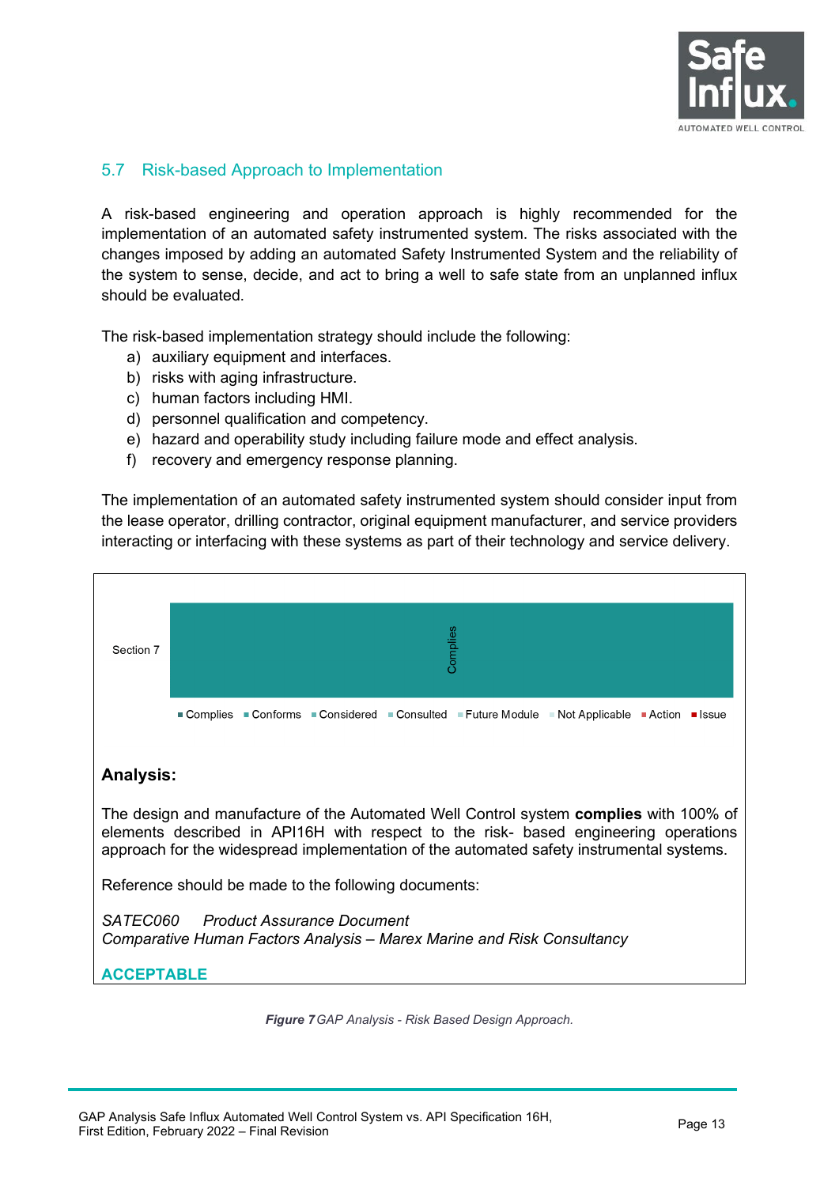## 5.7 Risk-based Approach to Implementation

A risk-based engineering and operation approach is highly recommended for the implementation of an automated safety instrumented system. The risks associated with the changes imposed by adding an automated Safety Instrumented System and the reliability of the system to sense, decide, and act to bring a well to safe state from an unplanned influx should be evaluated.

The risk-based implementation strategy should include the following:

a) auxiliary equipment and interfaces.
b) risks with aging infrastructure.
c) human factors including HMI.
d) personnel qualification and competency.
e) hazard and operability study including failure mode and effect analysis.
f) recovery and emergency response planning.

The implementation of an automated safety instrumented system should consider input from the lease operator, drilling contractor, original equipment manufacturer, and service providers interacting or interfacing with these systems as part of their technology and service delivery.

Section 7 — Complies

Complies | Conforms | Considered | Consulted | Future Module | Not Applicable | Action | Issue

**Analysis:**

The design and manufacture of the Automated Well Control system **complies** with 100% of elements described in API16H with respect to the risk- based engineering operations approach for the widespread implementation of the automated safety instrumental systems.

Reference should be made to the following documents:

*SATEC060 Product Assurance Document*
*Comparative Human Factors Analysis – Marex Marine and Risk Consultancy*

**ACCEPTABLE**

***Figure 7*** *GAP Analysis - Risk Based Design Approach.*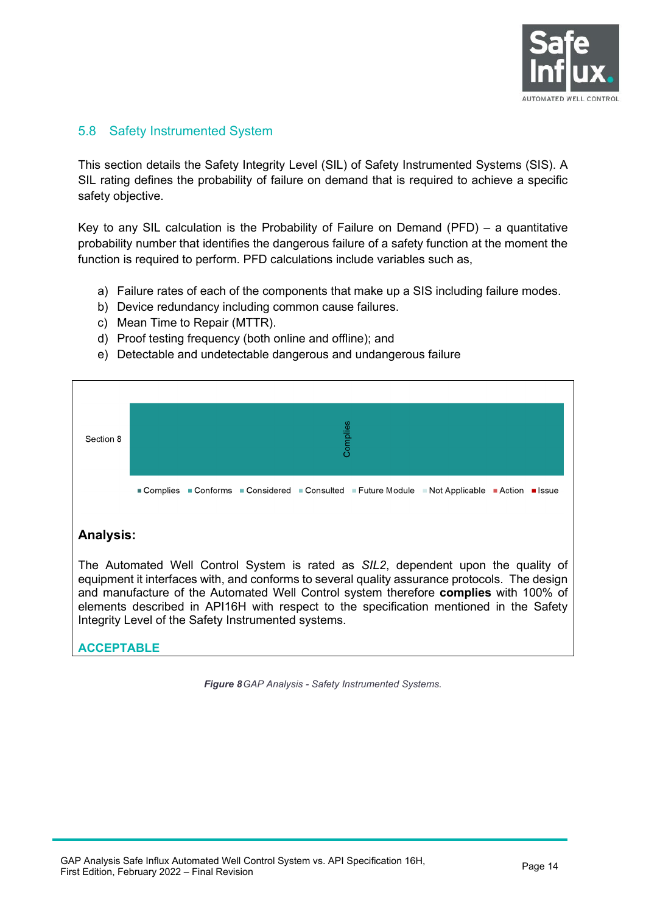## 5.8 Safety Instrumented System

This section details the Safety Integrity Level (SIL) of Safety Instrumented Systems (SIS). A SIL rating defines the probability of failure on demand that is required to achieve a specific safety objective.

Key to any SIL calculation is the Probability of Failure on Demand (PFD) – a quantitative probability number that identifies the dangerous failure of a safety function at the moment the function is required to perform. PFD calculations include variables such as,

a) Failure rates of each of the components that make up a SIS including failure modes.
b) Device redundancy including common cause failures.
c) Mean Time to Repair (MTTR).
d) Proof testing frequency (both online and offline); and
e) Detectable and undetectable dangerous and undangerous failure

Section 8

Complies

Complies · Conforms · Considered · Consulted · Future Module · Not Applicable · Action · Issue

**Analysis:**

The Automated Well Control System is rated as *SIL2*, dependent upon the quality of equipment it interfaces with, and conforms to several quality assurance protocols. The design and manufacture of the Automated Well Control system therefore **complies** with 100% of elements described in API16H with respect to the specification mentioned in the Safety Integrity Level of the Safety Instrumented systems.

**ACCEPTABLE**

***Figure 8*** *GAP Analysis - Safety Instrumented Systems.*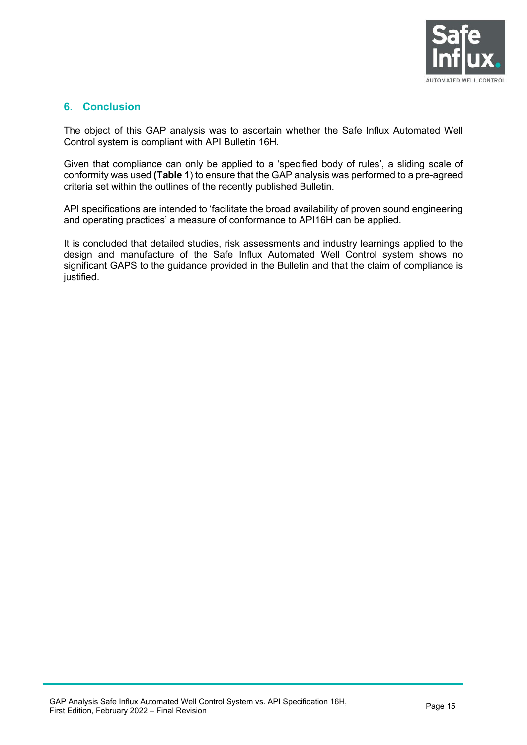## 6. Conclusion

The object of this GAP analysis was to ascertain whether the Safe Influx Automated Well Control system is compliant with API Bulletin 16H.

Given that compliance can only be applied to a 'specified body of rules', a sliding scale of conformity was used **(Table 1**) to ensure that the GAP analysis was performed to a pre-agreed criteria set within the outlines of the recently published Bulletin.

API specifications are intended to 'facilitate the broad availability of proven sound engineering and operating practices' a measure of conformance to API16H can be applied.

It is concluded that detailed studies, risk assessments and industry learnings applied to the design and manufacture of the Safe Influx Automated Well Control system shows no significant GAPS to the guidance provided in the Bulletin and that the claim of compliance is justified.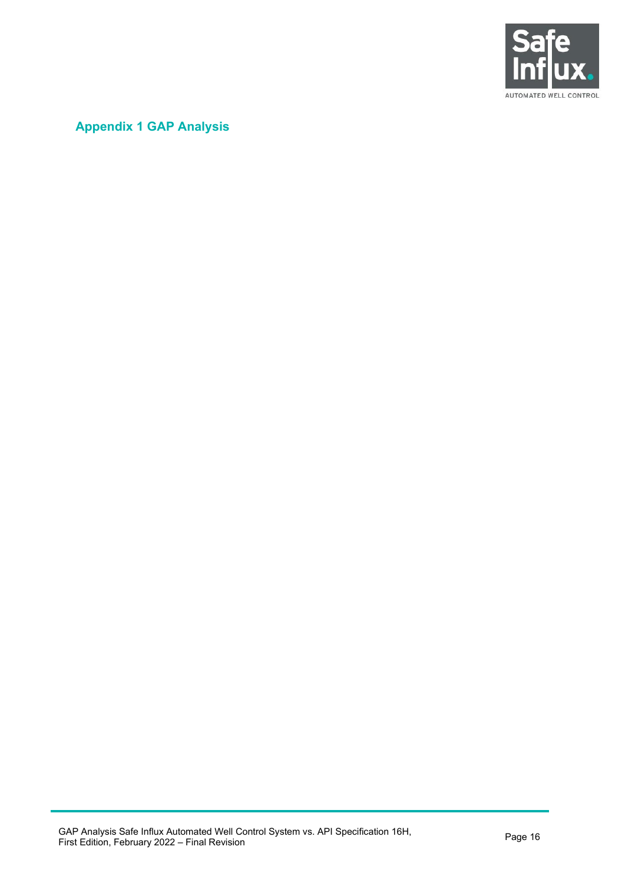## Appendix 1 GAP Analysis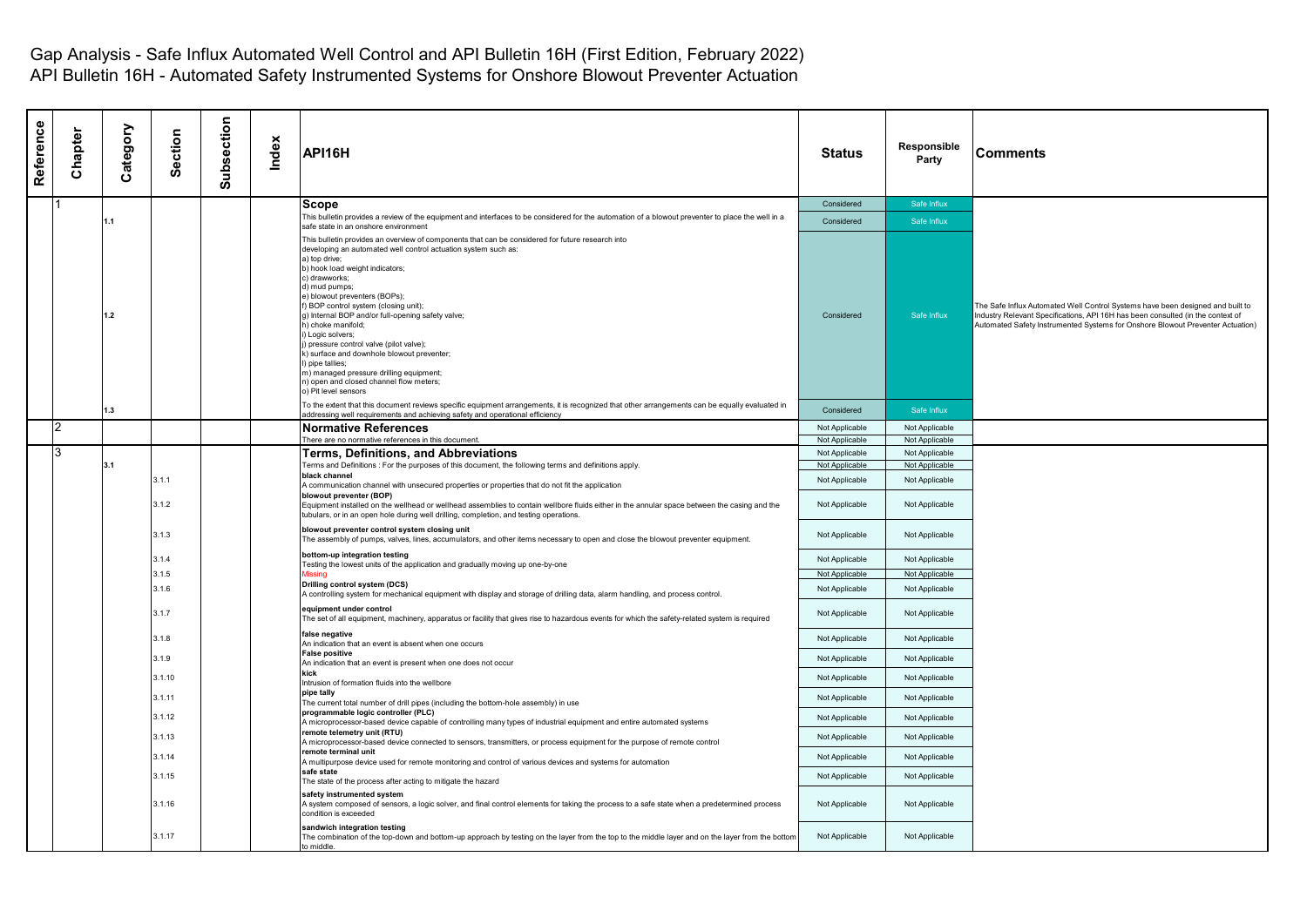# Gap Analysis - Safe Influx Automated Well Control and API Bulletin 16H (First Edition, February 2022)

## API Bulletin 16H - Automated Safety Instrumented Systems for Onshore Blowout Preventer Actuation

| Reference | Chapter | Category | Section | Subsection | Index | API16H | Status | Responsible Party | Comments |
|---|---|---|---|---|---|---|---|---|---|
| | 1 | | | | | **Scope** | Considered | Safe Influx | |
| | | 1.1 | | | | This bulletin provides a review of the equipment and interfaces to be considered for the automation of a blowout preventer to place the well in a safe state in an onshore environment | Considered | Safe Influx | |
| | | 1.2 | | | | This bulletin provides an overview of components that can be considered for future research into developing an automated well control actuation system such as:<br>a) top drive;<br>b) hook load weight indicators;<br>c) drawworks;<br>d) mud pumps;<br>e) blowout preventers (BOPs);<br>f) BOP control system (closing unit);<br>g) Internal BOP and/or full-opening safety valve;<br>h) choke manifold;<br>i) Logic solvers;<br>j) pressure control valve (pilot valve);<br>k) surface and downhole blowout preventer;<br>l) pipe tallies;<br>m) managed pressure drilling equipment;<br>n) open and closed channel flow meters;<br>o) Pit level sensors | Considered | Safe Influx | The Safe Influx Automated Well Control Systems have been designed and built to Industry Relevant Specifications, API 16H has been consulted (in the context of Automated Safety Instrumented Systems for Onshore Blowout Preventer Actuation) |
| | | 1.3 | | | | To the extent that this document reviews specific equipment arrangements, it is recognized that other arrangements can be equally evaluated in addressing well requirements and achieving safety and operational efficiency | Considered | Safe Influx | |
| | 2 | | | | | **Normative References** | Not Applicable | Not Applicable | |
| | | | | | | There are no normative references in this document. | Not Applicable | Not Applicable | |
| | 3 | | | | | **Terms, Definitions, and Abbreviations** | Not Applicable | Not Applicable | |
| | | 3.1 | | | | Terms and Definitions : For the purposes of this document, the following terms and definitions apply. | Not Applicable | Not Applicable | |
| | | | 3.1.1 | | | **black channel**<br>A communication channel with unsecured properties or properties that do not fit the application | Not Applicable | Not Applicable | |
| | | | 3.1.2 | | | **blowout preventer (BOP)**<br>Equipment installed on the wellhead or wellhead assemblies to contain wellbore fluids either in the annular space between the casing and the tubulars, or in an open hole during well drilling, completion, and testing operations. | Not Applicable | Not Applicable | |
| | | | 3.1.3 | | | **blowout preventer control system closing unit**<br>The assembly of pumps, valves, lines, accumulators, and other items necessary to open and close the blowout preventer equipment. | Not Applicable | Not Applicable | |
| | | | 3.1.4 | | | **bottom-up integration testing**<br>Testing the lowest units of the application and gradually moving up one-by-one | Not Applicable | Not Applicable | |
| | | | 3.1.5 | | | Missing | Not Applicable | Not Applicable | |
| | | | 3.1.6 | | | **Drilling control system (DCS)**<br>A controlling system for mechanical equipment with display and storage of drilling data, alarm handling, and process control. | Not Applicable | Not Applicable | |
| | | | 3.1.7 | | | **equipment under control**<br>The set of all equipment, machinery, apparatus or facility that gives rise to hazardous events for which the safety-related system is required | Not Applicable | Not Applicable | |
| | | | 3.1.8 | | | **false negative**<br>An indication that an event is absent when one occurs | Not Applicable | Not Applicable | |
| | | | 3.1.9 | | | **False positive**<br>An indication that an event is present when one does not occur | Not Applicable | Not Applicable | |
| | | | 3.1.10 | | | **kick**<br>Intrusion of formation fluids into the wellbore | Not Applicable | Not Applicable | |
| | | | 3.1.11 | | | **pipe tally**<br>The current total number of drill pipes (including the bottom-hole assembly) in use | Not Applicable | Not Applicable | |
| | | | 3.1.12 | | | **programmable logic controller (PLC)**<br>A microprocessor-based device capable of controlling many types of industrial equipment and entire automated systems | Not Applicable | Not Applicable | |
| | | | 3.1.13 | | | **remote telemetry unit (RTU)**<br>A microprocessor-based device connected to sensors, transmitters, or process equipment for the purpose of remote control | Not Applicable | Not Applicable | |
| | | | 3.1.14 | | | **remote terminal unit**<br>A multipurpose device used for remote monitoring and control of various devices and systems for automation | Not Applicable | Not Applicable | |
| | | | 3.1.15 | | | **safe state**<br>The state of the process after acting to mitigate the hazard | Not Applicable | Not Applicable | |
| | | | 3.1.16 | | | **safety instrumented system**<br>A system composed of sensors, a logic solver, and final control elements for taking the process to a safe state when a predetermined process condition is exceeded | Not Applicable | Not Applicable | |
| | | | 3.1.17 | | | **sandwich integration testing**<br>The combination of the top-down and bottom-up approach by testing on the layer from the top to the middle layer and on the layer from the bottom to middle. | Not Applicable | Not Applicable | |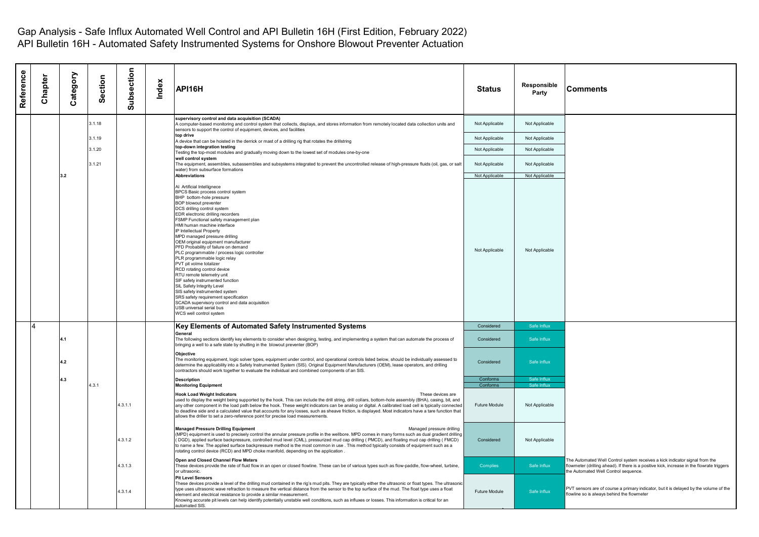# Gap Analysis - Safe Influx Automated Well Control and API Bulletin 16H (First Edition, February 2022)

## API Bulletin 16H - Automated Safety Instrumented Systems for Onshore Blowout Preventer Actuation

| Reference | Chapter | Category | Section | Subsection | Index | API16H | Status | Responsible Party | Comments |
|---|---|---|---|---|---|---|---|---|---|
| | | | 3.1.18 | | | **supervisory control and data acquisition (SCADA)** A computer-based monitoring and control system that collects, displays, and stores information from remotely located data collection units and sensors to support the control of equipment, devices, and facilities | Not Applicable | Not Applicable | |
| | | | 3.1.19 | | | **top drive** A device that can be hoisted in the derrick or mast of a drilling rig that rotates the drillstring | Not Applicable | Not Applicable | |
| | | | 3.1.20 | | | **top-down integration testing** Testing the top-most modules and gradually moving down to the lowest set of modules one-by-one | Not Applicable | Not Applicable | |
| | | | 3.1.21 | | | **well control system** The equipment, assemblies, subassemblies and subsystems integrated to prevent the uncontrolled release of high-pressure fluids (oil, gas, or salt water) from subsurface formations | Not Applicable | Not Applicable | |
| | | 3.2 | | | | **Abbreviations** | Not Applicable | Not Applicable | |
| | | | | | | AI Artificial Intellignece<br>BPCS Basic process control system<br>BHP bottom-hole pressure<br>BOP blowout preventer<br>DCS drilling control system<br>EDR electronic drilling recorders<br>FSMP Functional safety management plan<br>HMI human machine interface<br>IP Intellectual Property<br>MPD managed pressure drilling<br>OEM original equipment manufacturer<br>PFD Probability of failure on demand<br>PLC programmable / process logic controller<br>PLR programmable logic relay<br>PVT pit volme totalizer<br>RCD rotating control device<br>RTU remote telemetry unit<br>SIF safety instrumented function<br>SIL Safety Integrity Level<br>SIS safety instrumented system<br>SRS safety requirement specification<br>SCADA supervisory control and data acquisition<br>USB universal serial bus<br>WCS well control system | Not Applicable | Not Applicable | |
| | 4 | | | | | **Key Elements of Automated Safety Instrumented Systems** | Considered | Safe Influx | |
| | | 4.1 | | | | **General** The following sections identify key elements to consider when designing, testing, and implementing a system that can automate the process of bringing a well to a safe state by shutting in the blowout preventer (BOP) | Considered | Safe Influx | |
| | | 4.2 | | | | **Objective** The monitoring equipment, logic solver types, equipment under control, and operational controls listed below, should be individually assessed to determine the applicability into a Safety Instrumented System (SIS). Original Equipment Manufacturers (OEM), lease operators, and drilling contractors should work together to evaluate the individual and combined components of an SIS. | Considered | Safe Influx | |
| | | 4.3 | | | | **Description** | Conforms | Safe Influx | |
| | | | 4.3.1 | | | **Monitoring Equipment** | Conforms | Safe Influx | |
| | | | | 4.3.1.1 | | **Hook Load Weight Indicators** These devices are used to display the weight being supported by the hook. This can include the drill string, drill collars, bottom-hole assembly (BHA), casing, bit, and any other component in the load path below the hook. These weight indicators can be analog or digital. A calibrated load cell is typically connected to deadline side and a calculated value that accounts for any losses, such as sheave friction, is displayed. Most indicators have a tare function that allows the driller to set a zero-reference point for precise load measurements. | Future Module | Not Applicable | |
| | | | | 4.3.1.2 | | **Managed Pressure Drilling Equipment** Managed pressure drilling (MPD) equipment is used to precisely control the annular pressure profile in the wellbore. MPD comes in many forms such as dual gradient drilling ( DGD), applied surface backpressure, controlled mud level (CML), pressurized mud cap drilling ( PMCD), and floating mud cap drilling ( FMCD) to name a few. The applied surface backpressure method is the most common in use . This method typically consists of equipment such as a rotating control device (RCD) and MPD choke manifold, depending on the application . | Considered | Not Applicable | |
| | | | | 4.3.1.3 | | **Open and Closed Channel Flow Meters** These devices provide the rate of fluid flow in an open or closed flowline. These can be of various types such as flow-paddle, flow-wheel, turbine, or ultrasonic. | Complies | Safe Influx | The Automated Well Control system receives a kick indicator signal from the flowmeter (drilling ahead). If there is a positive kick, increase in the flowrate triggers the Automated Well Control sequence. |
| | | | | 4.3.1.4 | | **Pit Level Sensors** These devices provide a level of the drilling mud contained in the rig's mud pits. They are typically either the ultrasonic or float types. The ultrasonic type uses ultrasonic wave refraction to measure the vertical distance from the sensor to the top surface of the mud. The float type uses a float element and electrical resistance to provide a similar measurement. Knowing accurate pit levels can help identify potentially unstable well conditions, such as influxes or losses. This information is critical for an automated SIS. | Future Module | Safe Influx | PVT sensors are of course a primary indicator, but it is delayed by the volume of the flowline so is always behind the flowmeter |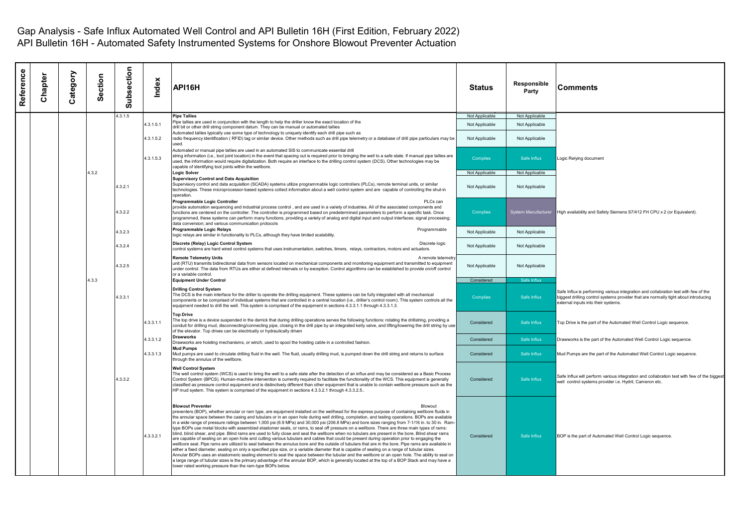# Gap Analysis - Safe Influx Automated Well Control and API Bulletin 16H (First Edition, February 2022)

## API Bulletin 16H - Automated Safety Instrumented Systems for Onshore Blowout Preventer Actuation

| Reference | Chapter | Category | Section | Subsection | Index | API16H | Status | Responsible Party | Comments |
|---|---|---|---|---|---|---|---|---|---|
| | | | | 4.3.1.5 | | **Pipe Tallies** | Not Applicable | Not Applicable | |
| | | | | | 4.3.1.5.1 | Pipe tallies are used in conjunction with the length to help the driller know the exact location of the drill bit or other drill string component datum. They can be manual or automated tallies | Not Applicable | Not Applicable | |
| | | | | | 4.3.1.5.2 | Automated tallies typically use some type of technology to uniquely identify each drill pipe such as radio frequency identification ( RFID) tag or similar device. Other methods such as drill pipe telemetry or a database of drill pipe particulars may be used. | Not Applicable | Not Applicable | |
| | | | | | 4.3.1.5.3 | Automated or manual pipe tallies are used in an automated SIS to communicate essential drill string information (i.e., tool joint location) in the event that spacing out is required prior to bringing the well to a safe state. If manual pipe tallies are used, the information would require digitalization. Both require an interface to the drilling control system (DCS). Other technologies may be capable of identifying tool joints within the wellbore. | Complies | Safe Influx | Logic Relying document |
| | | | 4.3.2 | | | **Logic Solver** | Not Applicable | Not Applicable | |
| | | | | 4.3.2.1 | | **Supervisory Control and Data Acquisition** Supervisory control and data acquisition (SCADA) systems utilize programmable logic controllers (PLCs), remote terminal units, or similar technologies. These microprocessor-based systems collect information about a well control system and are capable of controlling the shut-in operation. | Not Applicable | Not Applicable | |
| | | | | 4.3.2.2 | | **Programmable Logic Controller** PLCs can provide automation sequencing and industrial process control , and are used in a variety of industries. All of the associated components and functions are centered on the controller. The controller is programmed based on predetermined parameters to perform a specific task. Once programmed, these systems can perform many functions, providing a variety of analog and digital input and output interfaces; signal processing; data conversion; and various communication protocols | Complies | System Manufacturer | High availability and Safety Siemens S7/412 FH CPU x 2 (or Equivalent). |
| | | | | 4.3.2.3 | | **Programmable Logic Relays** Programmable logic relays are similar in functionality to PLCs, although they have limited scalability. | Not Applicable | Not Applicable | |
| | | | | 4.3.2.4 | | **Discrete (Relay) Logic Control System** Discrete logic control systems are hard wired control systems that uses instrumentation, switches, timers, relays, contractors, motors and actuators. | Not Applicable | Not Applicable | |
| | | | | 4.3.2.5 | | **Remote Telemetry Units** A remote telemetry unit (RTU) transmits bidirectional data from sensors located on mechanical components and monitoring equipment and transmitted to equipment under control. The data from RTUs are either at defined intervals or by exception. Control algorithms can be established to provide on/off control or a variable control. | Not Applicable | Not Applicable | |
| | | | 4.3.3 | | | **Equipment Under Control** | Considered | Safe Influx | |
| | | | | 4.3.3.1 | | **Drilling Control System** The DCS is the main interface for the driller to operate the drilling equipment. These systems can be fully integrated with all mechanical components or be comprised of individual systems that are controlled in a central location (i.e., driller's control room). This system controls all the equipment needed to drill the well. This system is comprised of the equipment in sections 4.3.3.1.1 through 4.3.3.1.3. | Complies | Safe Influx | Safe Influx is performing various integration and collabration test with few of the biggest drilling control systems provider that are normally tight about introducing external inputs into their systems. |
| | | | | | 4.3.3.1.1 | **Top Drive** The top drive is a device suspended in the derrick that during drilling operations serves the following functions: rotating the drillstring, providing a conduit for drilling mud, disconnecting/connecting pipe, closing in the drill pipe by an integrated kelly valve, and lifting/lowering the drill string by use of the elevator. Top drives can be electrically or hydraulically driven | Considered | Safe Influx | Top Drive is the part of the Automated Well Control Logic sequence. |
| | | | | | 4.3.3.1.2 | **Drawworks** Drawworks are hoisting mechanisms, or winch, used to spool the hoisting cable in a controlled fashion. | Considered | Safe Influx | Drawworks is the part of the Automated Well Control Logic sequence. |
| | | | | | 4.3.3.1.3 | **Mud Pumps** Mud pumps are used to circulate drilling fluid in the well. The fluid, usually drilling mud, is pumped down the drill string and returns to surface through the annulus of the wellbore. | Considered | Safe Influx | Mud Pumps are the part of the Automated Well Control Logic sequence. |
| | | | | 4.3.3.2 | | **Well Control System** The well control system (WCS) is used to bring the well to a safe state after the detection of an influx and may be considered as a Basic Process Control System (BPCS). Human-machine intervention is currently required to facilitate the functionality of the WCS. This equipment is generally classified as pressure control equipment and is distinctively different than other equipment that is unable to contain wellbore pressure such as the HP mud system. This system is comprised of the equipment in sections 4.3.3.2.1 through 4.3.3.2.5.. | Considered | Safe Influx | Safe Influx will perform various integration and collabration test with few of the biggest well control systems provider i.e. Hydril, Cameron etc. |
| | | | | | 4.3.3.2.1 | **Blowout Preventer** Blowout preventers (BOP), whether annular or ram type, are equipment installed on the wellhead for the express purpose of containing wellbore fluids in the annular space between the casing and tubulars or in an open hole during well drilling, completion, and testing operations. BOPs are available in a wide range of pressure ratings between 1,000 psi (6.9 MPa) and 30,000 psi (206.8 MPa) and bore sizes ranging from 7-1/16 in. to 30 in. Ram-type BOPs use metal blocks with assembled elastomer seals, or rams, to seal off pressure on a wellbore. There are three main types of rams: blind, blind shear, and pipe. Blind rams are used to fully close and seal the wellbore when no tubulars are present in the bore. Blind shear rams are capable of sealing on an open hole and cutting various tubulars and cables that could be present during operation prior to engaging the wellbore seal. Pipe rams are utilized to seal between the annulus bore and the outside of tubulars that are in the bore. Pipe rams are available in either a fixed diameter, sealing on only a specified pipe size, or a variable diameter that is capable of sealing on a range of tubular sizes. Annular BOPs uses an elastomeric sealing element to seal the space between the tubular and the wellbore or an open hole. The ability to seal on a large range of tubular sizes is the primary advantage of the annular BOP, which is generally located at the top of a BOP Stack and may have a lower rated working pressure than the ram-type BOPs below. | Considered | Safe Influx | BOP is the part of Automated Well Control Logic sequence. |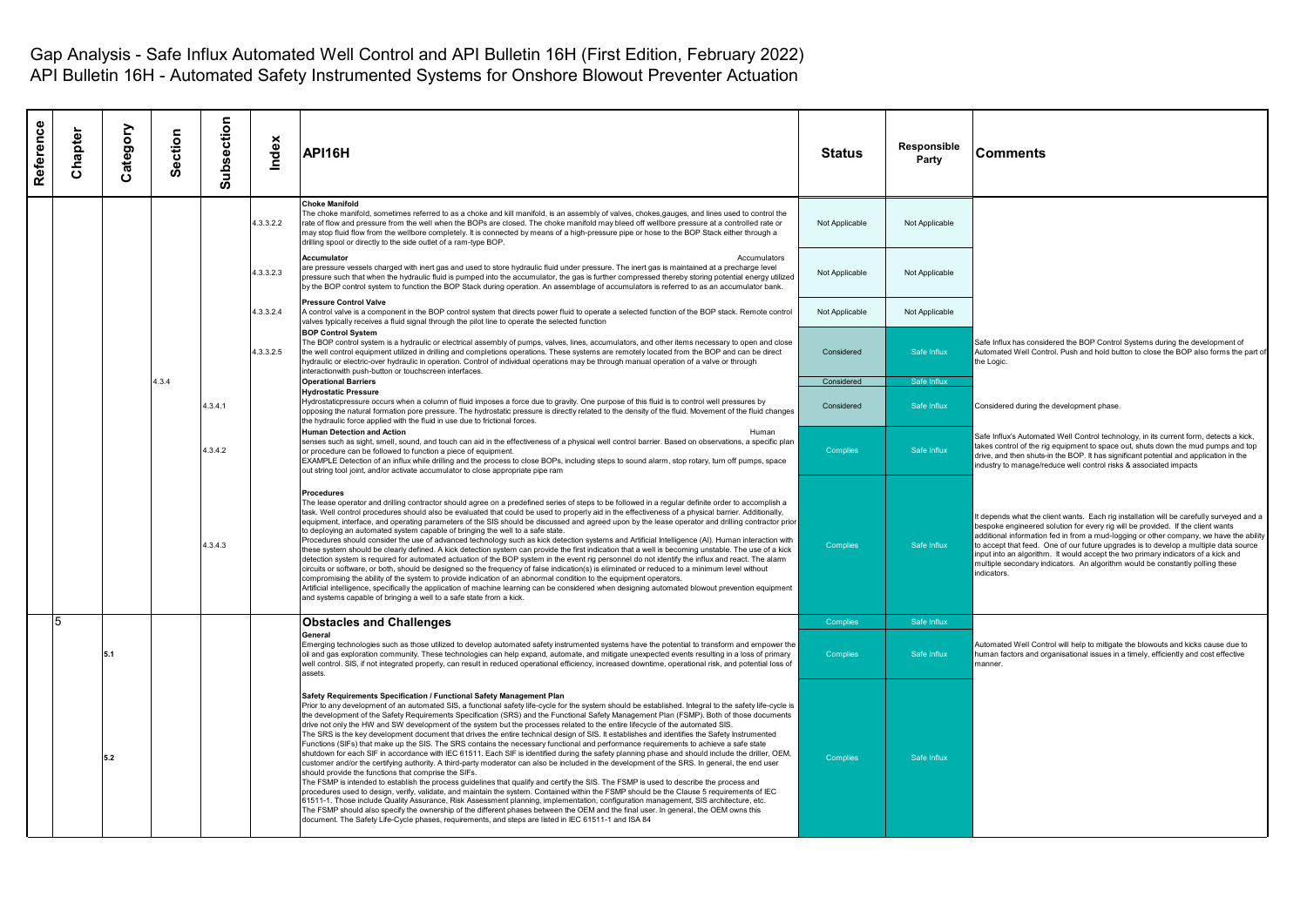# Gap Analysis - Safe Influx Automated Well Control and API Bulletin 16H (First Edition, February 2022)

## API Bulletin 16H - Automated Safety Instrumented Systems for Onshore Blowout Preventer Actuation

| Reference | Chapter | Category | Section | Subsection | Index | API16H | Status | Responsible Party | Comments |
|---|---|---|---|---|---|---|---|---|---|
| | | | | | 4.3.3.2.2 | **Choke Manifold**<br>The choke manifold, sometimes referred to as a choke and kill manifold, is an assembly of valves, chokes,gauges, and lines used to control the rate of flow and pressure from the well when the BOPs are closed. The choke manifold may bleed off wellbore pressure at a controlled rate or may stop fluid flow from the wellbore completely. It is connected by means of a high-pressure pipe or hose to the BOP Stack either through a drilling spool or directly to the side outlet of a ram-type BOP. | Not Applicable | Not Applicable | |
| | | | | | 4.3.3.2.3 | **Accumulator** Accumulators are pressure vessels charged with inert gas and used to store hydraulic fluid under pressure. The inert gas is maintained at a precharge level pressure such that when the hydraulic fluid is pumped into the accumulator, the gas is further compressed thereby storing potential energy utilized by the BOP control system to function the BOP Stack during operation. An assemblage of accumulators is referred to as an accumulator bank. | Not Applicable | Not Applicable | |
| | | | | | 4.3.3.2.4 | **Pressure Control Valve**<br>A control valve is a component in the BOP control system that directs power fluid to operate a selected function of the BOP stack. Remote control valves typically receives a fluid signal through the pilot line to operate the selected function | Not Applicable | Not Applicable | |
| | | | | | 4.3.3.2.5 | **BOP Control System**<br>The BOP control system is a hydraulic or electrical assembly of pumps, valves, lines, accumulators, and other items necessary to open and close the well control equipment utilized in drilling and completions operations. These systems are remotely located from the BOP and can be direct hydraulic or electric-over hydraulic in operation. Control of individual operations may be through manual operation of a valve or through interactionwith push-button or touchscreen interfaces. | Considered | Safe Influx | Safe Influx has considered the BOP Control Systems during the development of Automated Well Control. Push and hold button to close the BOP also forms the part of the Logic. |
| | | | 4.3.4 | | | **Operational Barriers** | Considered | Safe Influx | |
| | | | | 4.3.4.1 | | **Hydrostatic Pressure**<br>Hydrostaticpressure occurs when a column of fluid imposes a force due to gravity. One purpose of this fluid is to control well pressures by opposing the natural formation pore pressure. The hydrostatic pressure is directly related to the density of the fluid. Movement of the fluid changes the hydraulic force applied with the fluid in use due to frictional forces. | Considered | Safe Influx | Considered during the development phase. |
| | | | | 4.3.4.2 | | **Human Detection and Action** Human senses such as sight, smell, sound, and touch can aid in the effectiveness of a physical well control barrier. Based on observations, a specific plan or procedure can be followed to function a piece of equipment.<br>EXAMPLE Detection of an influx while drilling and the process to close BOPs, including steps to sound alarm, stop rotary, turn off pumps, space out string tool joint, and/or activate accumulator to close appropriate pipe ram | Complies | Safe Influx | Safe Influx's Automated Well Control technology, in its current form, detects a kick, takes control of the rig equipment to space out, shuts down the mud pumps and top drive, and then shuts-in the BOP. It has significant potential and application in the industry to manage/reduce well control risks & associated impacts |
| | | | | 4.3.4.3 | | **Procedures**<br>The lease operator and drilling contractor should agree on a predefined series of steps to be followed in a regular definite order to accomplish a task. Well control procedures should also be evaluated that could be used to properly aid in the effectiveness of a physical barrier. Additionally, equipment, interface, and operating parameters of the SIS should be discussed and agreed upon by the lease operator and drilling contractor prior to deploying an automated system capable of bringing the well to a safe state.<br>Procedures should consider the use of advanced technology such as kick detection systems and Artificial Intelligence (AI). Human interaction with these system should be clearly defined. A kick detection system can provide the first indication that a well is becoming unstable. The use of a kick detection system is required for automated actuation of the BOP system in the event rig personnel do not identify the influx and react. The alarm circuits or software, or both, should be designed so the frequency of false indication(s) is eliminated or reduced to a minimum level without compromising the ability of the system to provide indication of an abnormal condition to the equipment operators.<br>Artificial intelligence, specifically the application of machine learning can be considered when designing automated blowout prevention equipment and systems capable of bringing a well to a safe state from a kick. | Complies | Safe Influx | It depends what the client wants. Each rig installation will be carefully surveyed and a bespoke engineered solution for every rig will be provided. If the client wants additional information fed in from a mud-logging or other company, we have the ability to accept that feed. One of our future upgrades is to develop a multiple data source input into an algorithm. It would accept the two primary indicators of a kick and multiple secondary indicators. An algorithm would be constantly polling these indicators. |
| | 5 | | | | | **Obstacles and Challenges** | Complies | Safe Influx | |
| | | 5.1 | | | | **General**<br>Emerging technologies such as those utilized to develop automated safety instrumented systems have the potential to transform and empower the oil and gas exploration community. These technologies can help expand, automate, and mitigate unexpected events resulting in a loss of primary well control. SIS, if not integrated properly, can result in reduced operational efficiency, increased downtime, operational risk, and potential loss of assets. | Complies | Safe Influx | Automated Well Control will help to mitigate the blowouts and kicks cause due to human factors and organisational issues in a timely, efficiently and cost effective manner. |
| | | 5.2 | | | | **Safety Requirements Specification / Functional Safety Management Plan**<br>Prior to any development of an automated SIS, a functional safety life-cycle for the system should be established. Integral to the safety life-cycle is the development of the Safety Requirements Specification (SRS) and the Functional Safety Management Plan (FSMP). Both of those documents drive not only the HW and SW development of the system but the processes related to the entire lifecycle of the automated SIS.<br>The SRS is the key development document that drives the entire technical design of SIS. It establishes and identifies the Safety Instrumented Functions (SIFs) that make up the SIS. The SRS contains the necessary functional and performance requirements to achieve a safe state shutdown for each SIF in accordance with IEC 61511. Each SIF is identified during the safety planning phase and should include the driller, OEM, customer and/or the certifying authority. A third-party moderator can also be included in the development of the SRS. In general, the end user should provide the functions that comprise the SIFs.<br>The FSMP is intended to establish the process guidelines that qualify and certify the SIS. The FSMP is used to describe the process and procedures used to design, verify, validate, and maintain the system. Contained within the FSMP should be the Clause 5 requirements of IEC 61511-1. Those include Quality Assurance, Risk Assessment planning, implementation, configuration management, SIS architecture, etc.<br>The FSMP should also specify the ownership of the different phases between the OEM and the final user. In general, the OEM owns this document. The Safety Life-Cycle phases, requirements, and steps are listed in IEC 61511-1 and ISA 84 | Complies | Safe Influx | |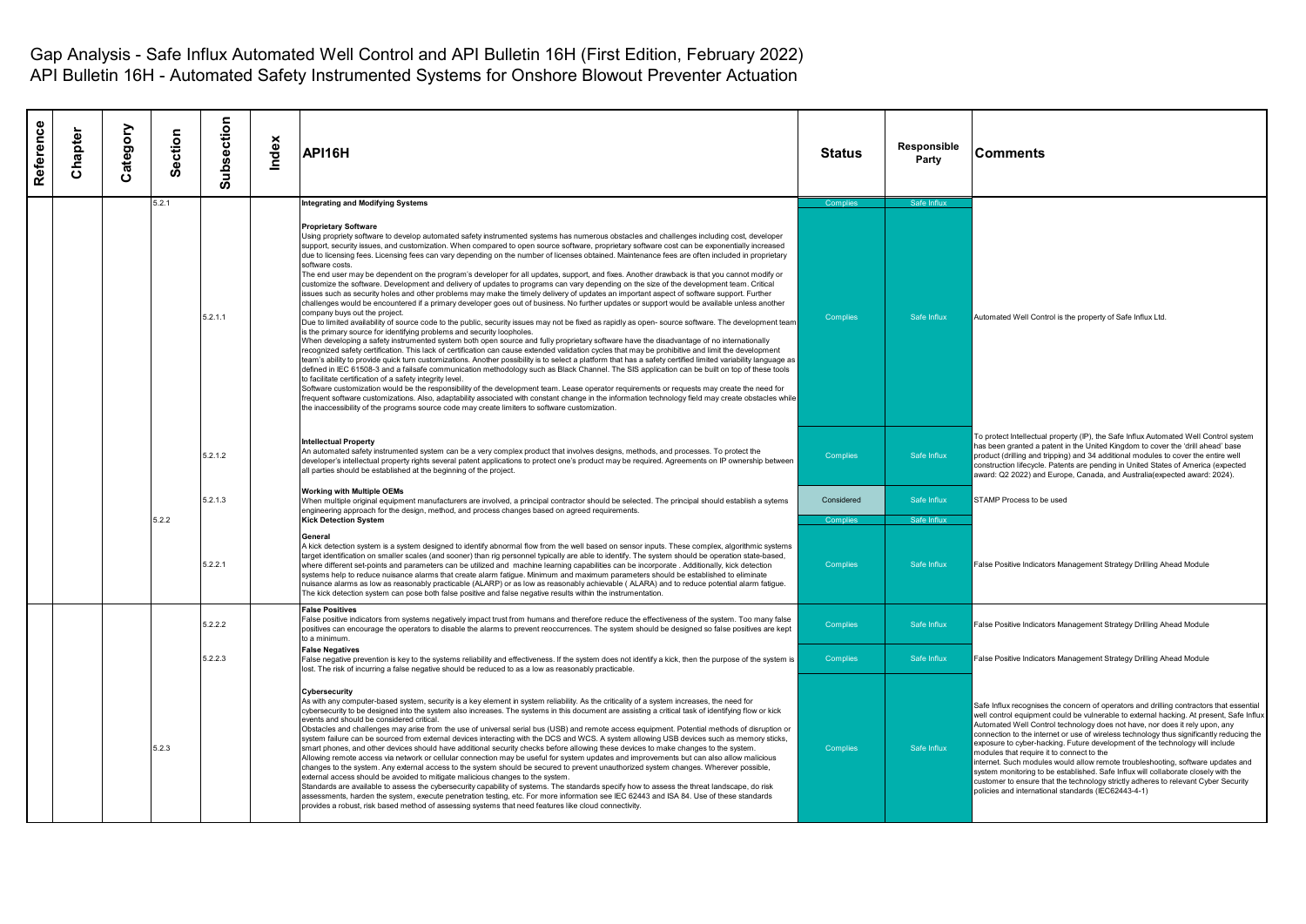# Gap Analysis - Safe Influx Automated Well Control and API Bulletin 16H (First Edition, February 2022)

## API Bulletin 16H - Automated Safety Instrumented Systems for Onshore Blowout Preventer Actuation

| Reference | Chapter | Category | Section | Subsection | Index | API16H | Status | Responsible Party | Comments |
|---|---|---|---|---|---|---|---|---|---|
| | | | 5.2.1 | | | **Integrating and Modifying Systems** | Complies | Safe Influx | |
| | | | | 5.2.1.1 | | **Proprietary Software**<br>Using propriety software to develop automated safety instrumented systems has numerous obstacles and challenges including cost, developer support, security issues, and customization. When compared to open source software, proprietary software cost can be exponentially increased due to licensing fees. Licensing fees can vary depending on the number of licenses obtained. Maintenance fees are often included in proprietary software costs.<br>The end user may be dependent on the program's developer for all updates, support, and fixes. Another drawback is that you cannot modify or customize the software. Development and delivery of updates to programs can vary depending on the size of the development team. Critical issues such as security holes and other problems may make the timely delivery of updates an important aspect of software support. Further challenges would be encountered if a primary developer goes out of business. No further updates or support would be available unless another company buys out the project.<br>Due to limited availability of source code to the public, security issues may not be fixed as rapidly as open- source software. The development team is the primary source for identifying problems and security loopholes.<br>When developing a safety instrumented system both open source and fully proprietary software have the disadvantage of no internationally recognized safety certification. This lack of certification can cause extended validation cycles that may be prohibitive and limit the development team's ability to provide quick turn customizations. Another possibility is to select a platform that has a safety certified limited variability language as defined in IEC 61508-3 and a failsafe communication methodology such as Black Channel. The SIS application can be built on top of these tools to facilitate certification of a safety integrity level.<br>Software customization would be the responsibility of the development team. Lease operator requirements or requests may create the need for frequent software customizations. Also, adaptability associated with constant change in the information technology field may create obstacles while the inaccessibility of the programs source code may create limiters to software customization. | Complies | Safe Influx | Automated Well Control is the property of Safe Influx Ltd. |
| | | | | 5.2.1.2 | | **Intellectual Property**<br>An automated safety instrumented system can be a very complex product that involves designs, methods, and processes. To protect the developer's intellectual property rights several patent applications to protect one's product may be required. Agreements on IP ownership between all parties should be established at the beginning of the project. | Complies | Safe Influx | To protect Intellectual property (IP), the Safe Influx Automated Well Control system has been granted a patent in the United Kingdom to cover the 'drill ahead' base product (drilling and tripping) and 34 additional modules to cover the entire well construction lifecycle. Patents are pending in United States of America (expected award: Q2 2022) and Europe, Canada, and Australia(expected award: 2024). |
| | | | | 5.2.1.3 | | **Working with Multiple OEMs**<br>When multiple original equipment manufacturers are involved, a principal contractor should be selected. The principal should establish a sytems engineering approach for the design, method, and process changes based on agreed requirements. | Considered | Safe Influx | STAMP Process to be used |
| | | | 5.2.2 | | | **Kick Detection System** | Complies | Safe Influx | |
| | | | | 5.2.2.1 | | **General**<br>A kick detection system is a system designed to identify abnormal flow from the well based on sensor inputs. These complex, algorithmic systems target identification on smaller scales (and sooner) than rig personnel typically are able to identify. The system should be operation state-based, where different set-points and parameters can be utilized and machine learning capabilities can be incorporate . Additionally, kick detection systems help to reduce nuisance alarms that create alarm fatigue. Minimum and maximum parameters should be established to eliminate nuisance alarms as low as reasonably practicable (ALARP) or as low as reasonably achievable ( ALARA) and to reduce potential alarm fatigue. The kick detection system can pose both false positive and false negative results within the instrumentation. | Complies | Safe Influx | False Positive Indicators Management Strategy Drilling Ahead Module |
| | | | | 5.2.2.2 | | **False Positives**<br>False positive indicators from systems negatively impact trust from humans and therefore reduce the effectiveness of the system. Too many false positives can encourage the operators to disable the alarms to prevent reoccurrences. The system should be designed so false positives are kept to a minimum. | Complies | Safe Influx | False Positive Indicators Management Strategy Drilling Ahead Module |
| | | | | 5.2.2.3 | | **False Negatives**<br>False negative prevention is key to the systems reliability and effectiveness. If the system does not identify a kick, then the purpose of the system is lost. The risk of incurring a false negative should be reduced to as a low as reasonably practicable. | Complies | Safe Influx | False Positive Indicators Management Strategy Drilling Ahead Module |
| | | | 5.2.3 | | | **Cybersecurity**<br>As with any computer-based system, security is a key element in system reliability. As the criticality of a system increases, the need for cybersecurity to be designed into the system also increases. The systems in this document are assisting a critical task of identifying flow or kick events and should be considered critical.<br>Obstacles and challenges may arise from the use of universal serial bus (USB) and remote access equipment. Potential methods of disruption or system failure can be sourced from external devices interacting with the DCS and WCS. A system allowing USB devices such as memory sticks, smart phones, and other devices should have additional security checks before allowing these devices to make changes to the system.<br>Allowing remote access via network or cellular connection may be useful for system updates and improvements but can also allow malicious changes to the system. Any external access to the system should be secured to prevent unauthorized system changes. Wherever possible, external access should be avoided to mitigate malicious changes to the system.<br>Standards are available to assess the cybersecurity capability of systems. The standards specify how to assess the threat landscape, do risk assessments, harden the system, execute penetration testing, etc. For more information see IEC 62443 and ISA 84. Use of these standards provides a robust, risk based method of assessing systems that need features like cloud connectivity. | Complies | Safe Influx | Safe Influx recognises the concern of operators and drilling contractors that essential well control equipment could be vulnerable to external hacking. At present, Safe Influx Automated Well Control technology does not have, nor does it rely upon, any connection to the internet or use of wireless technology thus significantly reducing the exposure to cyber-hacking. Future development of the technology will include modules that require it to connect to the internet. Such modules would allow remote troubleshooting, software updates and system monitoring to be established. Safe Influx will collaborate closely with the customer to ensure that the technology strictly adheres to relevant Cyber Security policies and international standards (IEC62443-4-1) |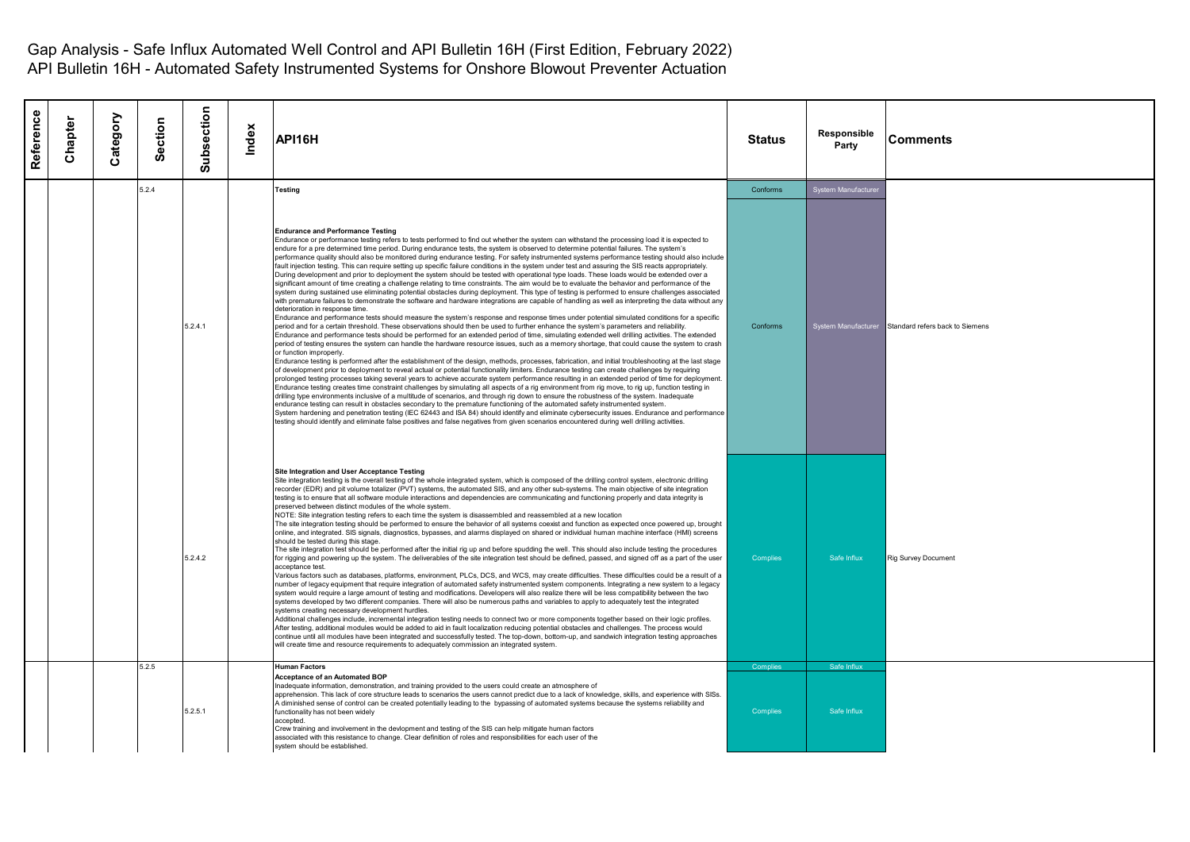# Gap Analysis - Safe Influx Automated Well Control and API Bulletin 16H (First Edition, February 2022)

## API Bulletin 16H - Automated Safety Instrumented Systems for Onshore Blowout Preventer Actuation

| Reference | Chapter | Category | Section | Subsection | Index | API16H | Status | Responsible Party | Comments |
|---|---|---|---|---|---|---|---|---|---|
| | | | 5.2.4 | | | **Testing** | Conforms | System Manufacturer | |
| | | | | 5.2.4.1 | | **Endurance and Performance Testing**<br>Endurance or performance testing refers to tests performed to find out whether the system can withstand the processing load it is expected to endure for a pre determined time period. During endurance tests, the system is observed to determine potential failures. The system's performance quality should also be monitored during endurance testing. For safety instrumented systems performance testing should also include fault injection testing. This can require setting up specific failure conditions in the system under test and assuring the SIS reacts appropriately. During development and prior to deployment the system should be tested with operational type loads. These loads would be extended over a significant amount of time creating a challenge relating to time constraints. The aim would be to evaluate the behavior and performance of the system during sustained use eliminating potential obstacles during deployment. This type of testing is performed to ensure challenges associated with premature failures to demonstrate the software and hardware integrations are capable of handling as well as interpreting the data without any deterioration in response time.<br>Endurance and performance tests should measure the system's response and response times under potential simulated conditions for a specific period and for a certain threshold. These observations should then be used to further enhance the system's parameters and reliability.<br>Endurance and performance tests should be performed for an extended period of time, simulating extended well drilling activities. The extended period of testing ensures the system can handle the hardware resource issues, such as a memory shortage, that could cause the system to crash or function improperly.<br>Endurance testing is performed after the establishment of the design, methods, processes, fabrication, and initial troubleshooting at the last stage of development prior to deployment to reveal actual or potential functionality limiters. Endurance testing can create challenges by requiring prolonged testing processes taking several years to achieve accurate system performance resulting in an extended period of time for deployment. Endurance testing creates time constraint challenges by simulating all aspects of a rig environment from rig move, to rig up, function testing in drilling type environments inclusive of a multitude of scenarios, and through rig down to ensure the robustness of the system. Inadequate endurance testing can result in obstacles secondary to the premature functioning of the automated safety instrumented system.<br>System hardening and penetration testing (IEC 62443 and ISA 84) should identify and eliminate cybersecurity issues. Endurance and performance testing should identify and eliminate false positives and false negatives from given scenarios encountered during well drilling activities. | Conforms | System Manufacturer | Standard refers back to Siemens |
| | | | | 5.2.4.2 | | **Site Integration and User Acceptance Testing**<br>Site integration testing is the overall testing of the whole integrated system, which is composed of the drilling control system, electronic drilling recorder (EDR) and pit volume totalizer (PVT) systems, the automated SIS, and any other sub-systems. The main objective of site integration testing is to ensure that all software module interactions and dependencies are communicating and functioning properly and data integrity is preserved between distinct modules of the whole system.<br>NOTE: Site integration testing refers to each time the system is disassembled and reassembled at a new location<br>The site integration testing should be performed to ensure the behavior of all systems coexist and function as expected once powered up, brought online, and integrated. SIS signals, diagnostics, bypasses, and alarms displayed on shared or individual human machine interface (HMI) screens should be tested during this stage.<br>The site integration test should be performed after the initial rig up and before spudding the well. This should also include testing the procedures for rigging and powering up the system. The deliverables of the site integration test should be defined, passed, and signed off as a part of the user acceptance test.<br>Various factors such as databases, platforms, environment, PLCs, DCS, and WCS, may create difficulties. These difficulties could be a result of a number of legacy equipment that require integration of automated safety instrumented system components. Integrating a new system to a legacy system would require a large amount of testing and modifications. Developers will also realize there will be less compatibility between the two systems developed by two different companies. There will also be numerous paths and variables to apply to adequately test the integrated systems creating necessary development hurdles.<br>Additional challenges include, incremental integration testing needs to connect two or more components together based on their logic profiles. After testing, additional modules would be added to aid in fault localization reducing potential obstacles and challenges. The process would continue until all modules have been integrated and successfully tested. The top-down, bottom-up, and sandwich integration testing approaches will create time and resource requirements to adequately commission an integrated system. | Complies | Safe Influx | Rig Survey Document |
| | | | 5.2.5 | | | **Human Factors** | Complies | Safe Influx | |
| | | | | 5.2.5.1 | | **Acceptance of an Automated BOP**<br>Inadequate information, demonstration, and training provided to the users could create an atmosphere of apprehension. This lack of core structure leads to scenarios the users cannot predict due to a lack of knowledge, skills, and experience with SISs. A diminished sense of control can be created potentially leading to the bypassing of automated systems because the systems reliability and functionality has not been widely accepted.<br>Crew training and involvement in the devlopment and testing of the SIS can help mitigate human factors associated with this resistance to change. Clear definition of roles and responsibilities for each user of the system should be established. | Complies | Safe Influx | |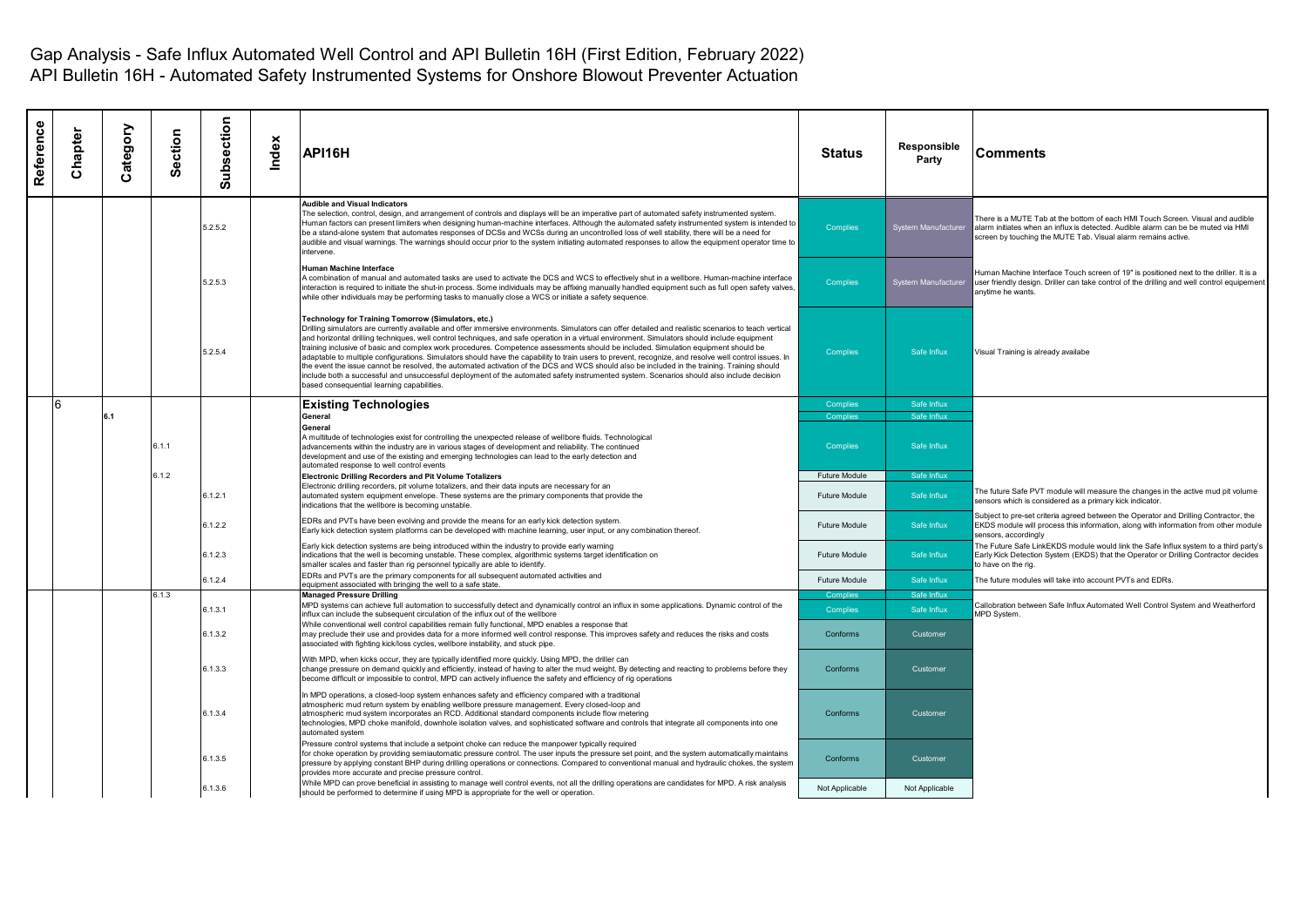# Gap Analysis - Safe Influx Automated Well Control and API Bulletin 16H (First Edition, February 2022)

## API Bulletin 16H - Automated Safety Instrumented Systems for Onshore Blowout Preventer Actuation

| Reference | Chapter | Category | Section | Subsection | Index | API16H | Status | Responsible Party | Comments |
|---|---|---|---|---|---|---|---|---|---|
| | | | | 5.2.5.2 | | **Audible and Visual Indicators**<br>The selection, control, design, and arrangement of controls and displays will be an imperative part of automated safety instrumented system. Human factors can present limiters when designing human-machine interfaces. Although the automated safety instrumented system is intended to be a stand-alone system that automates responses of DCSs and WCSs during an uncontrolled loss of well stability, there will be a need for audible and visual warnings. The warnings should occur prior to the system initiating automated responses to allow the equipment operator time to intervene. | Complies | System Manufacturer | There is a MUTE Tab at the bottom of each HMI Touch Screen. Visual and audible alarm initiates when an influx is detected. Audible alarm can be be muted via HMI screen by touching the MUTE Tab. Visual alarm remains active. |
| | | | | 5.2.5.3 | | **Human Machine Interface**<br>A combination of manual and automated tasks are used to activate the DCS and WCS to effectively shut in a wellbore. Human-machine interface interaction is required to initiate the shut-in process. Some individuals may be affixing manually handled equipment such as full open safety valves, while other individuals may be performing tasks to manually close a WCS or initiate a safety sequence. | Complies | System Manufacturer | Human Machine Interface Touch screen of 19" is positioned next to the driller. It is a user friendly design. Driller can take control of the drilling and well control equipement anytime he wants. |
| | | | | 5.2.5.4 | | **Technology for Training Tomorrow (Simulators, etc.)**<br>Drilling simulators are currently available and offer immersive environments. Simulators can offer detailed and realistic scenarios to teach vertical and horizontal drilling techniques, well control techniques, and safe operation in a virtual environment. Simulators should include equipment training inclusive of basic and complex work procedures. Competence assessments should be included. Simulation equipment should be adaptable to multiple configurations. Simulators should have the capability to train users to prevent, recognize, and resolve well control issues. In the event the issue cannot be resolved, the automated activation of the DCS and WCS should also be included in the training. Training should include both a successful and unsuccessful deployment of the automated safety instrumented system. Scenarios should also include decision based consequential learning capabilities. | Complies | Safe Influx | Visual Training is already availabe |
| | 6 | | | | | **Existing Technologies** | Complies | Safe Influx | |
| | | 6.1 | | | | **General** | Complies | Safe Influx | |
| | | | 6.1.1 | | | **General**<br>A multitude of technologies exist for controlling the unexpected release of wellbore fluids. Technological advancements within the industry are in various stages of development and reliability. The continued development and use of the existing and emerging technologies can lead to the early detection and automated response to well control events | Complies | Safe Influx | |
| | | | 6.1.2 | | | **Electronic Drilling Recorders and Pit Volume Totalizers** | Future Module | Safe Influx | |
| | | | | 6.1.2.1 | | Electronic drilling recorders, pit volume totalizers, and their data inputs are necessary for an automated system equipment envelope. These systems are the primary components that provide the indications that the wellbore is becoming unstable. | Future Module | Safe Influx | The future Safe PVT module will measure the changes in the active mud pit volume sensors which is considered as a primary kick indicator. |
| | | | | 6.1.2.2 | | EDRs and PVTs have been evolving and provide the means for an early kick detection system. Early kick detection system platforms can be developed with machine learning, user input, or any combination thereof. | Future Module | Safe Influx | Subject to pre-set criteria agreed between the Operator and Drilling Contractor, the EKDS module will process this information, along with information from other module sensors, accordingly |
| | | | | 6.1.2.3 | | Early kick detection systems are being introduced within the industry to provide early warning indications that the well is becoming unstable. These complex, algorithmic systems target identification on smaller scales and faster than rig personnel typically are able to identify. | Future Module | Safe Influx | The Future Safe LinkEKDS module would link the Safe Influx system to a third party's Early Kick Detection System (EKDS) that the Operator or Drilling Contractor decides to have on the rig. |
| | | | | 6.1.2.4 | | EDRs and PVTs are the primary components for all subsequent automated activities and equipment associated with bringing the well to a safe state. | Future Module | Safe Influx | The future modules will take into account PVTs and EDRs. |
| | | | 6.1.3 | | | **Managed Pressure Drilling** | Complies | Safe Influx | |
| | | | | 6.1.3.1 | | MPD systems can achieve full automation to successfully detect and dynamically control an influx in some applications. Dynamic control of the influx can include the subsequent circulation of the influx out of the wellbore | Complies | Safe Influx | Callobration between Safe Influx Automated Well Control System and Weatherford MPD System. |
| | | | | 6.1.3.2 | | While conventional well control capabilities remain fully functional, MPD enables a response that may preclude their use and provides data for a more informed well control response. This improves safety and reduces the risks and costs associated with fighting kick/loss cycles, wellbore instability, and stuck pipe. | Conforms | Customer | |
| | | | | 6.1.3.3 | | With MPD, when kicks occur, they are typically identified more quickly. Using MPD, the driller can change pressure on demand quickly and efficiently, instead of having to alter the mud weight. By detecting and reacting to problems before they become difficult or impossible to control, MPD can actively influence the safety and efficiency of rig operations | Conforms | Customer | |
| | | | | 6.1.3.4 | | In MPD operations, a closed-loop system enhances safety and efficiency compared with a traditional atmospheric mud return system by enabling wellbore pressure management. Every closed-loop and atmospheric mud system incorporates an RCD. Additional standard components include flow metering technologies, MPD choke manifold, downhole isolation valves, and sophisticated software and controls that integrate all components into one automated system | Conforms | Customer | |
| | | | | 6.1.3.5 | | Pressure control systems that include a setpoint choke can reduce the manpower typically required for choke operation by providing semiautomatic pressure control. The user inputs the pressure set point, and the system automatically maintains pressure by applying constant BHP during drilling operations or connections. Compared to conventional manual and hydraulic chokes, the system provides more accurate and precise pressure control. | Conforms | Customer | |
| | | | | 6.1.3.6 | | While MPD can prove beneficial in assisting to manage well control events, not all the drilling operations are candidates for MPD. A risk analysis should be performed to determine if using MPD is appropriate for the well or operation. | Not Applicable | Not Applicable | |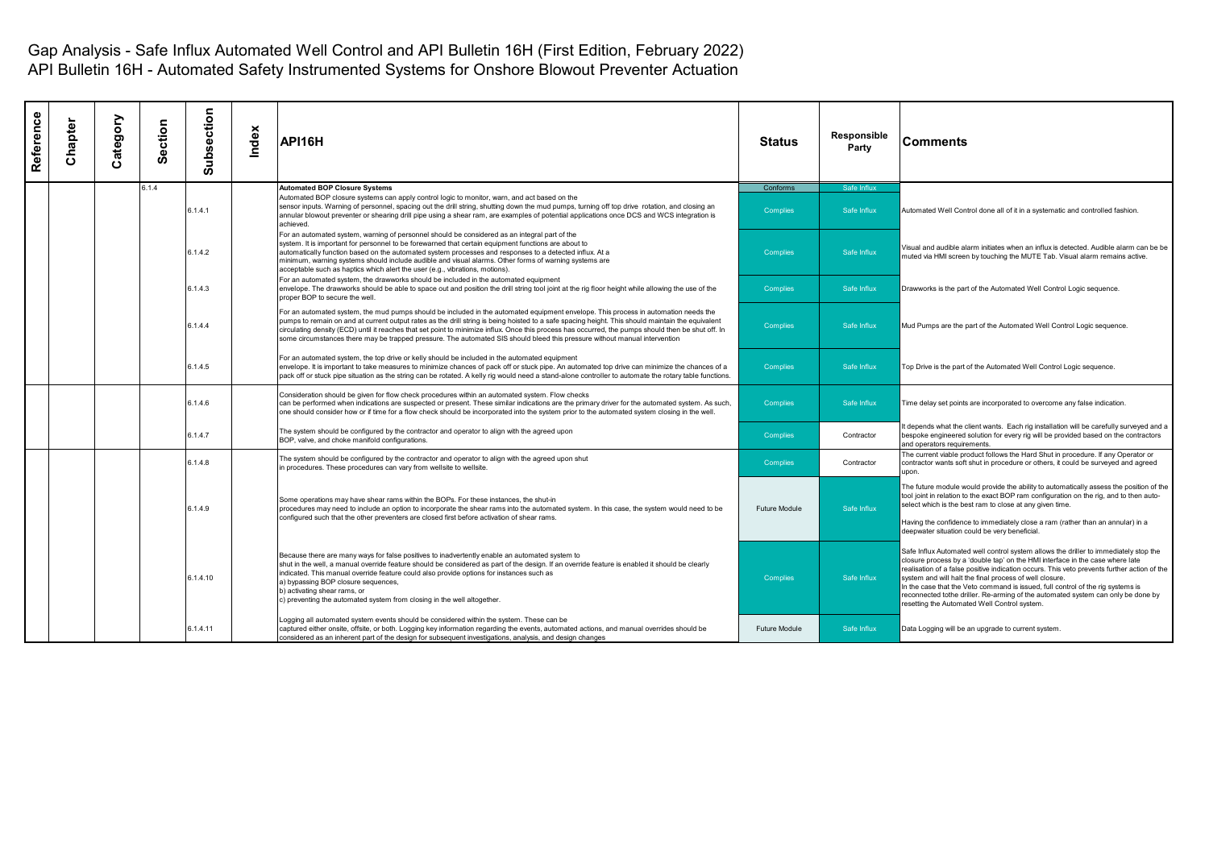# Gap Analysis - Safe Influx Automated Well Control and API Bulletin 16H (First Edition, February 2022)

## API Bulletin 16H - Automated Safety Instrumented Systems for Onshore Blowout Preventer Actuation

| Reference | Chapter | Category | Section | Subsection | Index | API16H | Status | Responsible Party | Comments |
|---|---|---|---|---|---|---|---|---|---|
| | | | 6.1.4 | | | **Automated BOP Closure Systems** | Conforms | Safe Influx | |
| | | | | 6.1.4.1 | | Automated BOP closure systems can apply control logic to monitor, warn, and act based on the sensor inputs. Warning of personnel, spacing out the drill string, shutting down the mud pumps, turning off top drive rotation, and closing an annular blowout preventer or shearing drill pipe using a shear ram, are examples of potential applications once DCS and WCS integration is achieved. | Complies | Safe Influx | Automated Well Control done all of it in a systematic and controlled fashion. |
| | | | | 6.1.4.2 | | For an automated system, warning of personnel should be considered as an integral part of the system. It is important for personnel to be forewarned that certain equipment functions are about to automatically function based on the automated system processes and responses to a detected influx. At a minimum, warning systems should include audible and visual alarms. Other forms of warning systems are acceptable such as haptics which alert the user (e.g., vibrations, motions). | Complies | Safe Influx | Visual and audible alarm initiates when an influx is detected. Audible alarm can be be muted via HMI screen by touching the MUTE Tab. Visual alarm remains active. |
| | | | | 6.1.4.3 | | For an automated system, the drawworks should be included in the automated equipment envelope. The drawworks should be able to space out and position the drill string tool joint at the rig floor height while allowing the use of the proper BOP to secure the well. | Complies | Safe Influx | Drawworks is the part of the Automated Well Control Logic sequence. |
| | | | | 6.1.4.4 | | For an automated system, the mud pumps should be included in the automated equipment envelope. This process in automation needs the pumps to remain on and at current output rates as the drill string is being hoisted to a safe spacing height. This should maintain the equivalent circulating density (ECD) until it reaches that set point to minimize influx. Once this process has occurred, the pumps should then be shut off. In some circumstances there may be trapped pressure. The automated SIS should bleed this pressure without manual intervention | Complies | Safe Influx | Mud Pumps are the part of the Automated Well Control Logic sequence. |
| | | | | 6.1.4.5 | | For an automated system, the top drive or kelly should be included in the automated equipment envelope. It is important to take measures to minimize chances of pack off or stuck pipe. An automated top drive can minimize the chances of a pack off or stuck pipe situation as the string can be rotated. A kelly rig would need a stand-alone controller to automate the rotary table functions. | Complies | Safe Influx | Top Drive is the part of the Automated Well Control Logic sequence. |
| | | | | 6.1.4.6 | | Consideration should be given for flow check procedures within an automated system. Flow checks can be performed when indications are suspected or present. These similar indications are the primary driver for the automated system. As such, one should consider how or if time for a flow check should be incorporated into the system prior to the automated system closing in the well. | Complies | Safe Influx | Time delay set points are incorporated to overcome any false indication. |
| | | | | 6.1.4.7 | | The system should be configured by the contractor and operator to align with the agreed upon BOP, valve, and choke manifold configurations. | Complies | Contractor | It depends what the client wants. Each rig installation will be carefully surveyed and a bespoke engineered solution for every rig will be provided based on the contractors and operators requirements. |
| | | | | 6.1.4.8 | | The system should be configured by the contractor and operator to align with the agreed upon shut in procedures. These procedures can vary from wellsite to wellsite. | Complies | Contractor | The current viable product follows the Hard Shut in procedure. If any Operator or contractor wants soft shut in procedure or others, it could be surveyed and agreed upon. |
| | | | | 6.1.4.9 | | Some operations may have shear rams within the BOPs. For these instances, the shut-in procedures may need to include an option to incorporate the shear rams into the automated system. In this case, the system would need to be configured such that the other preventers are closed first before activation of shear rams. | Future Module | Safe Influx | The future module would provide the ability to automatically assess the position of the tool joint in relation to the exact BOP ram configuration on the rig, and to then auto-select which is the best ram to close at any given time.<br><br>Having the confidence to immediately close a ram (rather than an annular) in a deepwater situation could be very beneficial. |
| | | | | 6.1.4.10 | | Because there are many ways for false positives to inadvertently enable an automated system to shut in the well, a manual override feature should be considered as part of the design. If an override feature is enabled it should be clearly indicated. This manual override feature could also provide options for instances such as<br>a) bypassing BOP closure sequences,<br>b) activating shear rams, or<br>c) preventing the automated system from closing in the well altogether. | Complies | Safe Influx | Safe Influx Automated well control system allows the driller to immediately stop the closure process by a 'double tap' on the HMI interface in the case where late realisation of a false positive indication occurs. This veto prevents further action of the system and will halt the final process of well closure.<br>In the case that the Veto command is issued, full control of the rig systems is reconnected tothe driller. Re-arming of the automated system can only be done by resetting the Automated Well Control system. |
| | | | | 6.1.4.11 | | Logging all automated system events should be considered within the system. These can be captured either onsite, offsite, or both. Logging key information regarding the events, automated actions, and manual overrides should be considered as an inherent part of the design for subsequent investigations, analysis, and design changes | Future Module | Safe Influx | Data Logging will be an upgrade to current system. |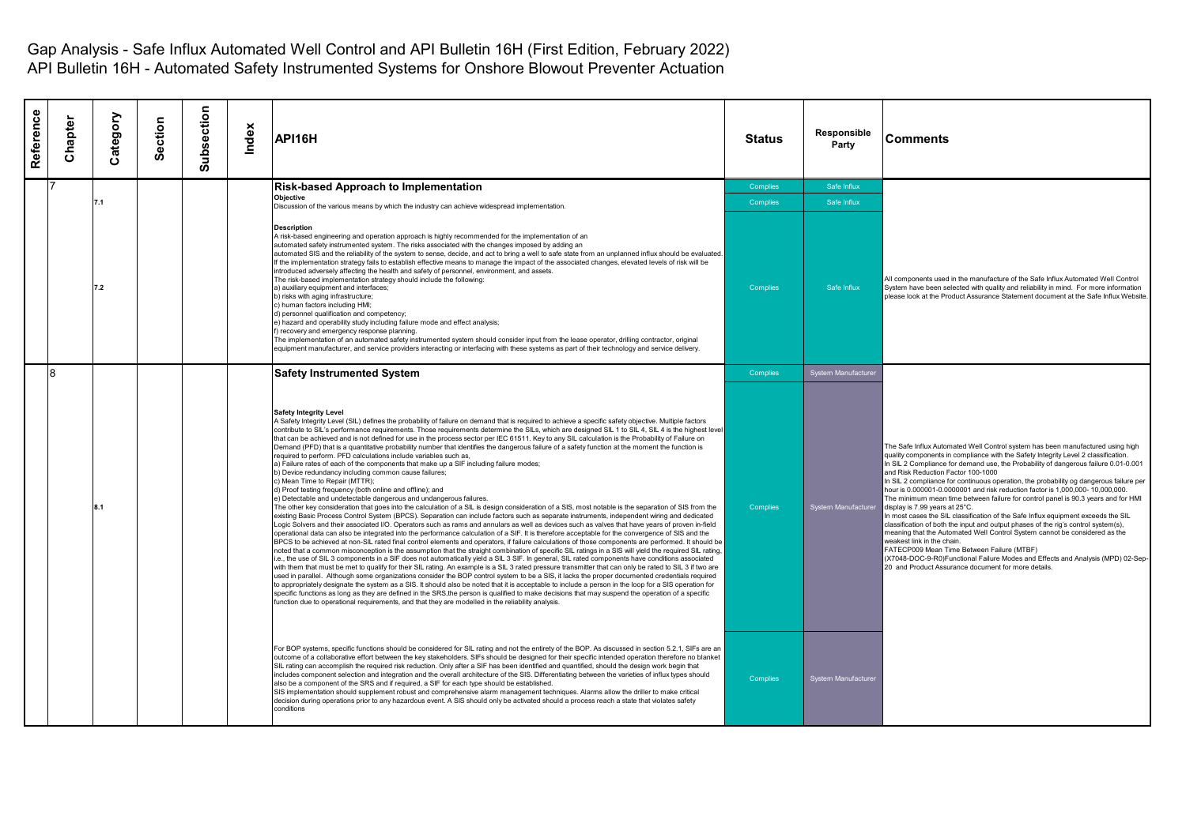# Gap Analysis - Safe Influx Automated Well Control and API Bulletin 16H (First Edition, February 2022)

## API Bulletin 16H - Automated Safety Instrumented Systems for Onshore Blowout Preventer Actuation

| Reference | Chapter | Category | Section | Subsection | Index | API16H | Status | Responsible Party | Comments |
|---|---|---|---|---|---|---|---|---|---|
| | 7 | | | | | **Risk-based Approach to Implementation** | Complies | Safe Influx | |
| | | 7.1 | | | | **Objective**<br>Discussion of the various means by which the industry can achieve widespread implementation. | Complies | Safe Influx | |
| | | 7.2 | | | | **Description**<br>A risk-based engineering and operation approach is highly recommended for the implementation of an automated safety instrumented system. The risks associated with the changes imposed by adding an automated SIS and the reliability of the system to sense, decide, and act to bring a well to safe state from an unplanned influx should be evaluated. If the implementation strategy fails to establish effective means to manage the impact of the associated changes, elevated levels of risk will be introduced adversely affecting the health and safety of personnel, environment, and assets.<br>The risk-based implementation strategy should include the following:<br>a) auxiliary equipment and interfaces;<br>b) risks with aging infrastructure;<br>c) human factors including HMI;<br>d) personnel qualification and competency;<br>e) hazard and operability study including failure mode and effect analysis;<br>f) recovery and emergency response planning.<br>The implementation of an automated safety instrumented system should consider input from the lease operator, drilling contractor, original equipment manufacturer, and service providers interacting or interfacing with these systems as part of their technology and service delivery. | Complies | Safe Influx | All components used in the manufacture of the Safe Influx Automated Well Control System have been selected with quality and reliability in mind. For more information please look at the Product Assurance Statement document at the Safe Influx Website. |
| | 8 | | | | | **Safety Instrumented System** | Complies | System Manufacturer | |
| | | 8.1 | | | | **Safety Integrity Level**<br>A Safety Integrity Level (SIL) defines the probability of failure on demand that is required to achieve a specific safety objective. Multiple factors contribute to SIL's performance requirements. Those requirements determine the SILs, which are designed SIL 1 to SIL 4, SIL 4 is the highest level that can be achieved and is not defined for use in the process sector per IEC 61511. Key to any SIL calculation is the Probability of Failure on Demand (PFD) that is a quantitative probability number that identifies the dangerous failure of a safety function at the moment the function is required to perform. PFD calculations include variables such as,<br>a) Failure rates of each of the components that make up a SIF including failure modes;<br>b) Device redundancy including common cause failures;<br>c) Mean Time to Repair (MTTR);<br>d) Proof testing frequency (both online and offline); and<br>e) Detectable and undetectable dangerous and undangerous failures.<br>The other key consideration that goes into the calculation of a SIL is design consideration of a SIS, most notable is the separation of SIS from the existing Basic Process Control System (BPCS). Separation can include factors such as separate instruments, independent wiring and dedicated Logic Solvers and their associated I/O. Operators such as rams and annulars as well as devices such as valves that have years of proven in-field operational data can also be integrated into the performance calculation of a SIF. It is therefore acceptable for the convergence of SIS and the BPCS to be achieved at non-SIL rated final control elements and operators, if failure calculations of those components are performed. It should be noted that a common misconception is the assumption that the straight combination of specific SIL ratings in a SIS will yield the required SIL rating, i.e., the use of SIL 3 components in a SIF does not automatically yield a SIL 3 SIF. In general, SIL rated components have conditions associated with them that must be met to qualify for their SIL rating. An example is a SIL 3 rated pressure transmitter that can only be rated to SIL 3 if two are used in parallel. Although some organizations consider the BOP control system to be a SIS, it lacks the proper documented credentials required to appropriately designate the system as a SIS. It should also be noted that it is acceptable to include a person in the loop for a SIS operation for specific functions as long as they are defined in the SRS,the person is qualified to make decisions that may suspend the operation of a specific function due to operational requirements, and that they are modelled in the reliability analysis. | Complies | System Manufacturer | The Safe Influx Automated Well Control system has been manufactured using high quality components in compliance with the Safety Integrity Level 2 classification.<br>In SIL 2 Compliance for demand use, the Probability of dangerous failure 0.01-0.001 and Risk Reduction Factor 100-1000<br>In SIL 2 compliance for continuous operation, the probability og dangerous failure per hour is 0.000001-0.0000001 and risk reduction factor is 1,000,000- 10,000,000.<br>The minimum mean time between failure for control panel is 90.3 years and for HMI display is 7.99 years at 25°C.<br>In most cases the SIL classification of the Safe Influx equipment exceeds the SIL classification of both the input and output phases of the rig's control system(s), meaning that the Automated Well Control System cannot be considered as the weakest link in the chain.<br>FATECP009 Mean Time Between Failure (MTBF)<br>(X7048-DOC-9-R0)Functional Failure Modes and Effects and Analysis (MPD) 02-Sep-20 and Product Assurance document for more details. |
| | | | | | | For BOP systems, specific functions should be considered for SIL rating and not the entirety of the BOP. As discussed in section 5.2.1, SIFs are an outcome of a collaborative effort between the key stakeholders. SIFs should be designed for their specific intended operation therefore no blanket SIL rating can accomplish the required risk reduction. Only after a SIF has been identified and quantified, should the design work begin that includes component selection and integration and the overall architecture of the SIS. Differentiating between the varieties of influx types should also be a component of the SRS and if required, a SIF for each type should be established.<br>SIS implementation should supplement robust and comprehensive alarm management techniques. Alarms allow the driller to make critical decision during operations prior to any hazardous event. A SIS should only be activated should a process reach a state that violates safety conditions | Complies | System Manufacturer | |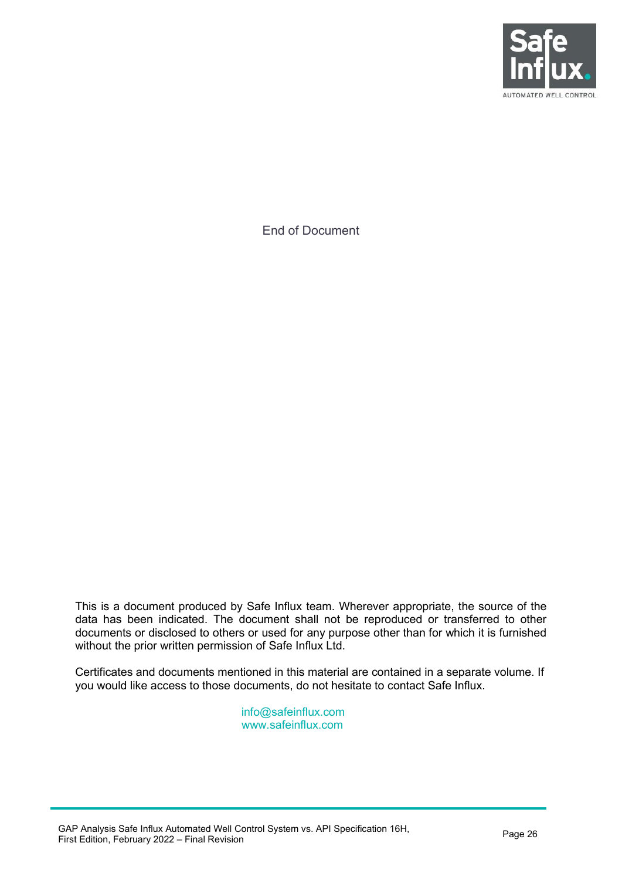End of Document

This is a document produced by Safe Influx team. Wherever appropriate, the source of the data has been indicated. The document shall not be reproduced or transferred to other documents or disclosed to others or used for any purpose other than for which it is furnished without the prior written permission of Safe Influx Ltd.

Certificates and documents mentioned in this material are contained in a separate volume. If you would like access to those documents, do not hesitate to contact Safe Influx.

info@safeinflux.com
www.safeinflux.com